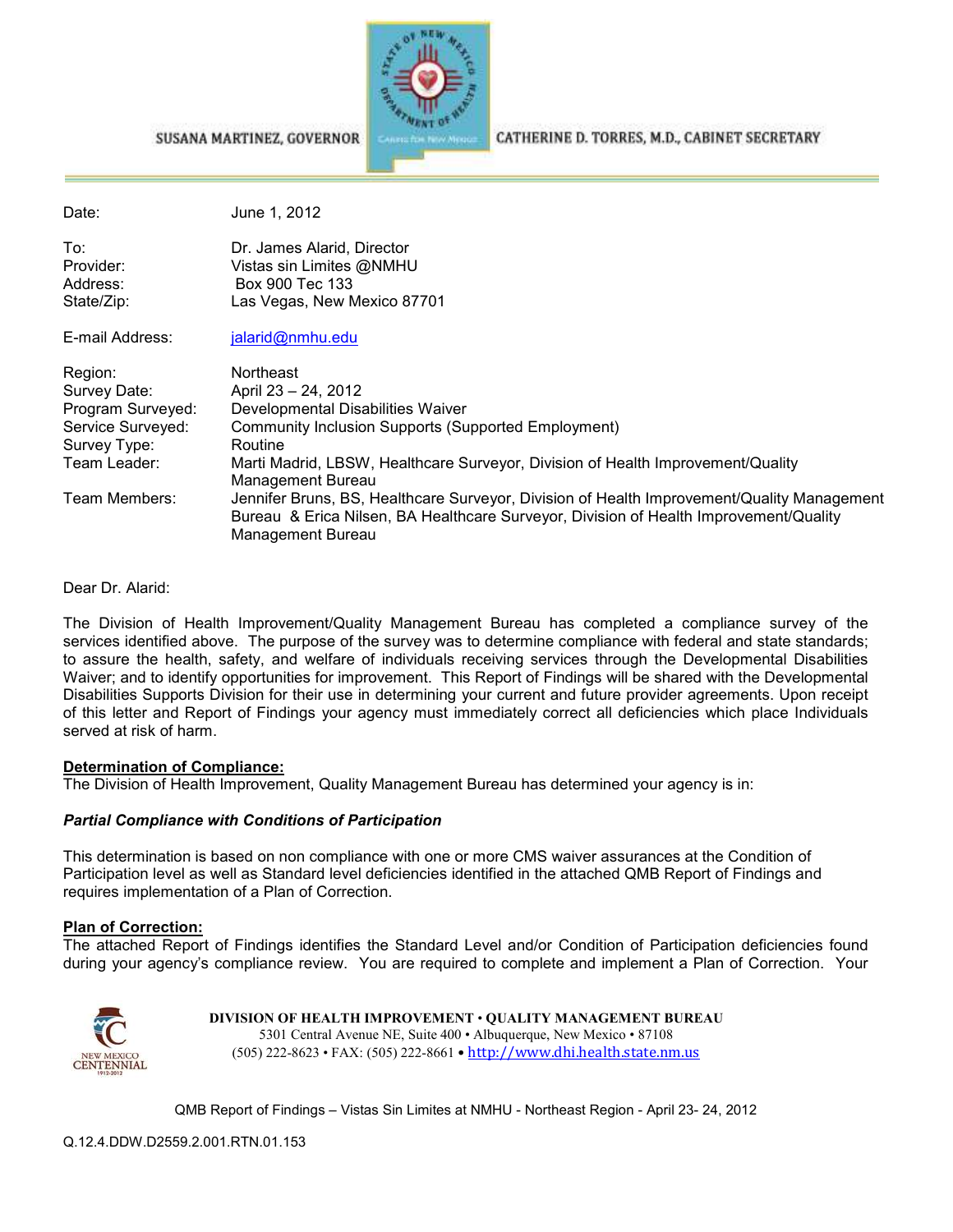SUSANA MARTINEZ, GOVERNOR

CATHERINE D. TORRES, M.D., CABINET SECRETARY

| | |
|---|---|
| Date: | June 1, 2012 |
| To: | Dr. James Alarid, Director |
| Provider: | Vistas sin Limites @NMHU |
| Address: | Box 900 Tec 133 |
| State/Zip: | Las Vegas, New Mexico 87701 |
| E-mail Address: | jalarid@nmhu.edu |
| Region: | Northeast |
| Survey Date: | April 23 – 24, 2012 |
| Program Surveyed: | Developmental Disabilities Waiver |
| Service Surveyed: | Community Inclusion Supports (Supported Employment) |
| Survey Type: | Routine |
| Team Leader: | Marti Madrid, LBSW, Healthcare Surveyor, Division of Health Improvement/Quality Management Bureau |
| Team Members: | Jennifer Bruns, BS, Healthcare Surveyor, Division of Health Improvement/Quality Management Bureau & Erica Nilsen, BA Healthcare Surveyor, Division of Health Improvement/Quality Management Bureau |

Dear Dr. Alarid:

The Division of Health Improvement/Quality Management Bureau has completed a compliance survey of the services identified above. The purpose of the survey was to determine compliance with federal and state standards; to assure the health, safety, and welfare of individuals receiving services through the Developmental Disabilities Waiver; and to identify opportunities for improvement. This Report of Findings will be shared with the Developmental Disabilities Supports Division for their use in determining your current and future provider agreements. Upon receipt of this letter and Report of Findings your agency must immediately correct all deficiencies which place Individuals served at risk of harm.

**Determination of Compliance:**
The Division of Health Improvement, Quality Management Bureau has determined your agency is in:

***Partial Compliance with Conditions of Participation***

This determination is based on non compliance with one or more CMS waiver assurances at the Condition of Participation level as well as Standard level deficiencies identified in the attached QMB Report of Findings and requires implementation of a Plan of Correction.

**Plan of Correction:**
The attached Report of Findings identifies the Standard Level and/or Condition of Participation deficiencies found during your agency's compliance review. You are required to complete and implement a Plan of Correction. Your

DIVISION OF HEALTH IMPROVEMENT • QUALITY MANAGEMENT BUREAU
5301 Central Avenue NE, Suite 400 • Albuquerque, New Mexico • 87108
(505) 222-8623 • FAX: (505) 222-8661 • http://www.dhi.health.state.nm.us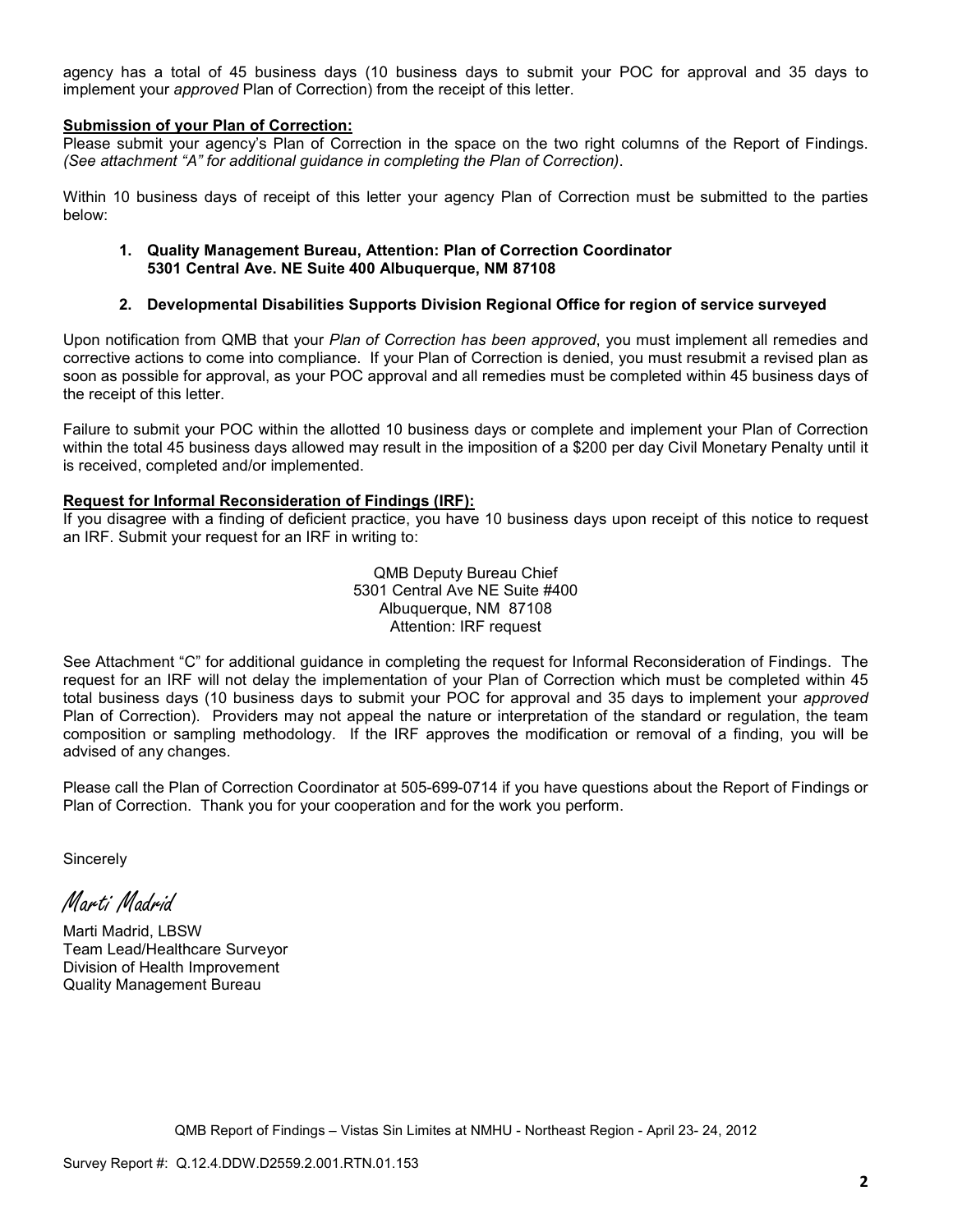agency has a total of 45 business days (10 business days to submit your POC for approval and 35 days to implement your *approved* Plan of Correction) from the receipt of this letter.

**Submission of your Plan of Correction:**

Please submit your agency's Plan of Correction in the space on the two right columns of the Report of Findings. *(See attachment "A" for additional guidance in completing the Plan of Correction)*.

Within 10 business days of receipt of this letter your agency Plan of Correction must be submitted to the parties below:

1. **Quality Management Bureau, Attention: Plan of Correction Coordinator**
   **5301 Central Ave. NE Suite 400 Albuquerque, NM 87108**

2. **Developmental Disabilities Supports Division Regional Office for region of service surveyed**

Upon notification from QMB that your *Plan of Correction has been approved*, you must implement all remedies and corrective actions to come into compliance. If your Plan of Correction is denied, you must resubmit a revised plan as soon as possible for approval, as your POC approval and all remedies must be completed within 45 business days of the receipt of this letter.

Failure to submit your POC within the allotted 10 business days or complete and implement your Plan of Correction within the total 45 business days allowed may result in the imposition of a $200 per day Civil Monetary Penalty until it is received, completed and/or implemented.

**Request for Informal Reconsideration of Findings (IRF):**

If you disagree with a finding of deficient practice, you have 10 business days upon receipt of this notice to request an IRF. Submit your request for an IRF in writing to:

QMB Deputy Bureau Chief
5301 Central Ave NE Suite #400
Albuquerque, NM 87108
Attention: IRF request

See Attachment "C" for additional guidance in completing the request for Informal Reconsideration of Findings. The request for an IRF will not delay the implementation of your Plan of Correction which must be completed within 45 total business days (10 business days to submit your POC for approval and 35 days to implement your *approved* Plan of Correction). Providers may not appeal the nature or interpretation of the standard or regulation, the team composition or sampling methodology. If the IRF approves the modification or removal of a finding, you will be advised of any changes.

Please call the Plan of Correction Coordinator at 505-699-0714 if you have questions about the Report of Findings or Plan of Correction. Thank you for your cooperation and for the work you perform.

Sincerely

*Marti Madrid*

Marti Madrid, LBSW
Team Lead/Healthcare Surveyor
Division of Health Improvement
Quality Management Bureau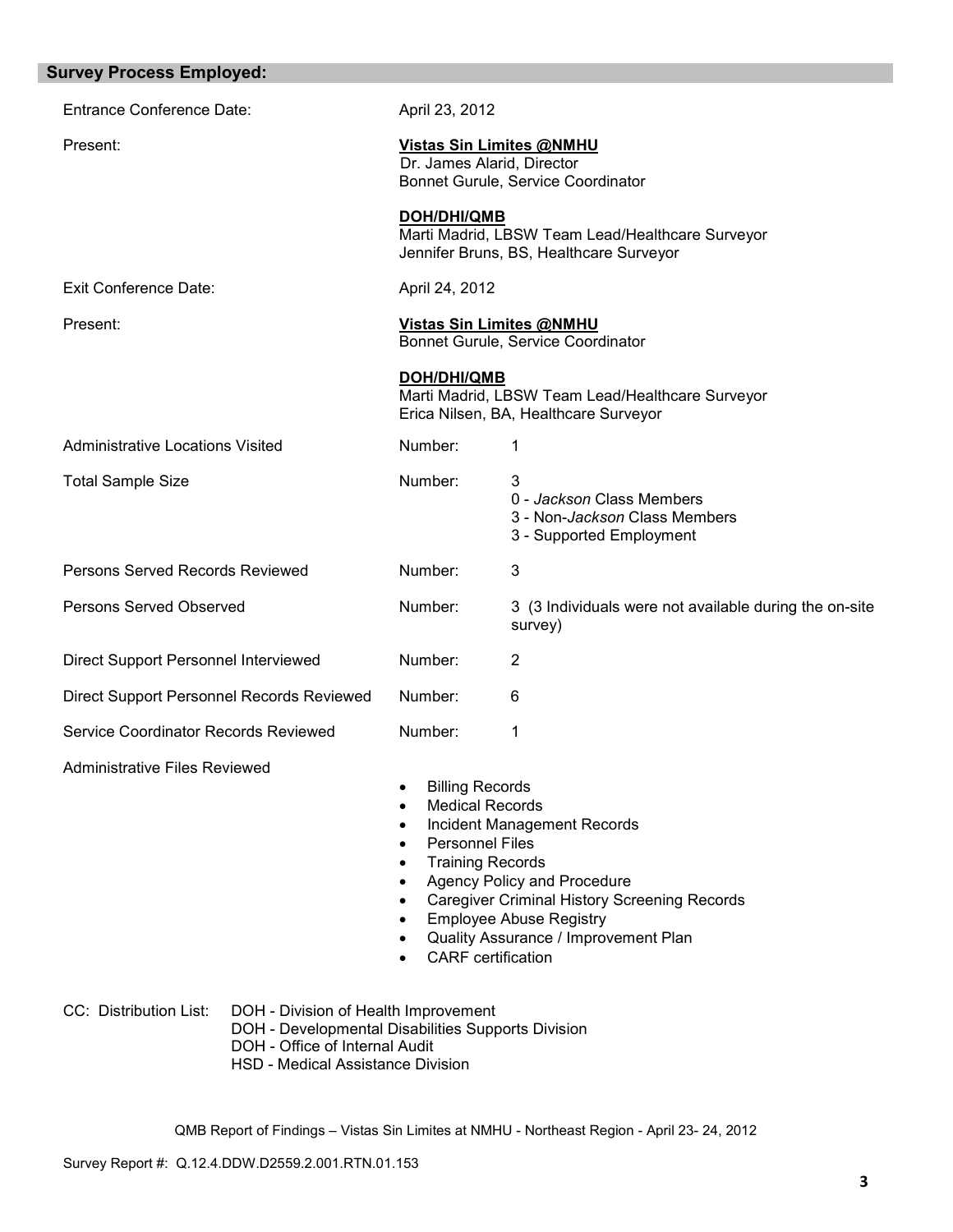## Survey Process Employed:

| | | |
|---|---|---|
| Entrance Conference Date: | April 23, 2012 | |
| Present: | **Vistas Sin Limites @NMHU**<br>Dr. James Alarid, Director<br>Bonnet Gurule, Service Coordinator<br><br>**DOH/DHI/QMB**<br>Marti Madrid, LBSW Team Lead/Healthcare Surveyor<br>Jennifer Bruns, BS, Healthcare Surveyor | |
| Exit Conference Date: | April 24, 2012 | |
| Present: | **Vistas Sin Limites @NMHU**<br>Bonnet Gurule, Service Coordinator<br><br>**DOH/DHI/QMB**<br>Marti Madrid, LBSW Team Lead/Healthcare Surveyor<br>Erica Nilsen, BA, Healthcare Surveyor | |
| Administrative Locations Visited | Number: | 1 |
| Total Sample Size | Number: | 3<br>0 - *Jackson* Class Members<br>3 - Non-*Jackson* Class Members<br>3 - Supported Employment |
| Persons Served Records Reviewed | Number: | 3 |
| Persons Served Observed | Number: | 3 (3 Individuals were not available during the on-site survey) |
| Direct Support Personnel Interviewed | Number: | 2 |
| Direct Support Personnel Records Reviewed | Number: | 6 |
| Service Coordinator Records Reviewed | Number: | 1 |

Administrative Files Reviewed

- Billing Records
- Medical Records
- Incident Management Records
- Personnel Files
- Training Records
- Agency Policy and Procedure
- Caregiver Criminal History Screening Records
- Employee Abuse Registry
- Quality Assurance / Improvement Plan
- CARF certification

CC: Distribution List: DOH - Division of Health Improvement
DOH - Developmental Disabilities Supports Division
DOH - Office of Internal Audit
HSD - Medical Assistance Division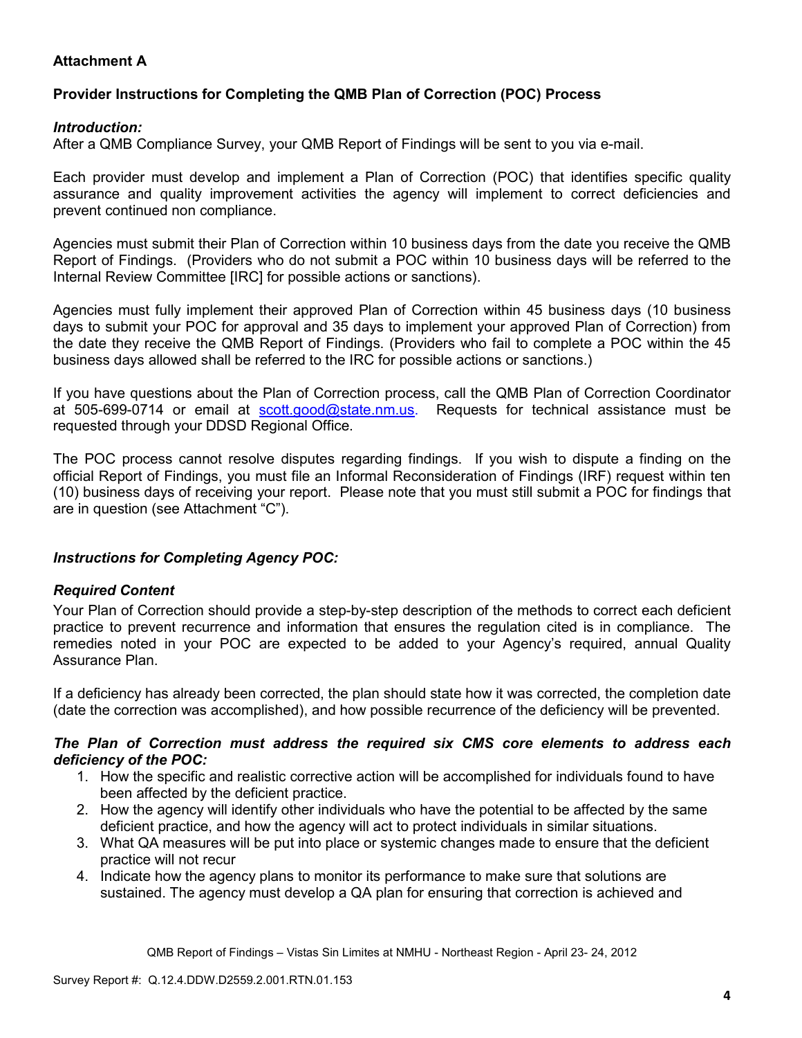**Attachment A**

**Provider Instructions for Completing the QMB Plan of Correction (POC) Process**

***Introduction:***
After a QMB Compliance Survey, your QMB Report of Findings will be sent to you via e-mail.

Each provider must develop and implement a Plan of Correction (POC) that identifies specific quality assurance and quality improvement activities the agency will implement to correct deficiencies and prevent continued non compliance.

Agencies must submit their Plan of Correction within 10 business days from the date you receive the QMB Report of Findings. (Providers who do not submit a POC within 10 business days will be referred to the Internal Review Committee [IRC] for possible actions or sanctions).

Agencies must fully implement their approved Plan of Correction within 45 business days (10 business days to submit your POC for approval and 35 days to implement your approved Plan of Correction) from the date they receive the QMB Report of Findings. (Providers who fail to complete a POC within the 45 business days allowed shall be referred to the IRC for possible actions or sanctions.)

If you have questions about the Plan of Correction process, call the QMB Plan of Correction Coordinator at 505-699-0714 or email at scott.good@state.nm.us. Requests for technical assistance must be requested through your DDSD Regional Office.

The POC process cannot resolve disputes regarding findings. If you wish to dispute a finding on the official Report of Findings, you must file an Informal Reconsideration of Findings (IRF) request within ten (10) business days of receiving your report. Please note that you must still submit a POC for findings that are in question (see Attachment "C").

***Instructions for Completing Agency POC:***

***Required Content***
Your Plan of Correction should provide a step-by-step description of the methods to correct each deficient practice to prevent recurrence and information that ensures the regulation cited is in compliance. The remedies noted in your POC are expected to be added to your Agency's required, annual Quality Assurance Plan.

If a deficiency has already been corrected, the plan should state how it was corrected, the completion date (date the correction was accomplished), and how possible recurrence of the deficiency will be prevented.

***The Plan of Correction must address the required six CMS core elements to address each deficiency of the POC:***

1. How the specific and realistic corrective action will be accomplished for individuals found to have been affected by the deficient practice.
2. How the agency will identify other individuals who have the potential to be affected by the same deficient practice, and how the agency will act to protect individuals in similar situations.
3. What QA measures will be put into place or systemic changes made to ensure that the deficient practice will not recur
4. Indicate how the agency plans to monitor its performance to make sure that solutions are sustained. The agency must develop a QA plan for ensuring that correction is achieved and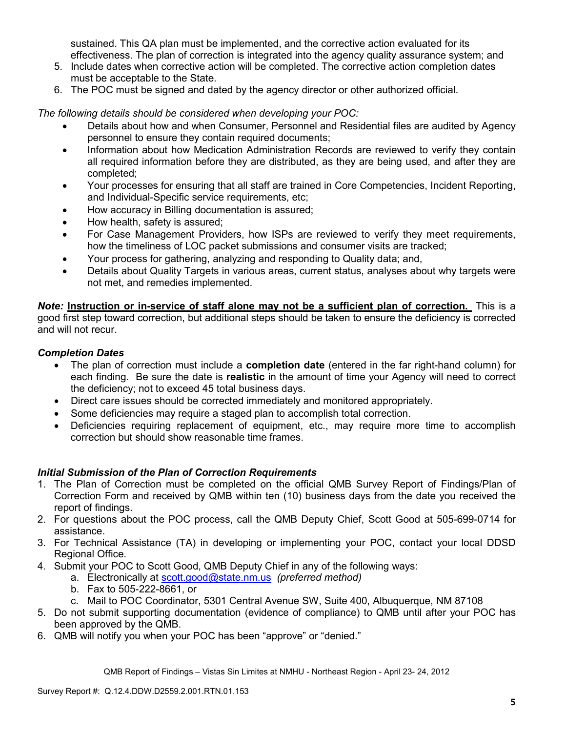sustained. This QA plan must be implemented, and the corrective action evaluated for its effectiveness. The plan of correction is integrated into the agency quality assurance system; and

5. Include dates when corrective action will be completed. The corrective action completion dates must be acceptable to the State.
6. The POC must be signed and dated by the agency director or other authorized official.

*The following details should be considered when developing your POC:*

- Details about how and when Consumer, Personnel and Residential files are audited by Agency personnel to ensure they contain required documents;
- Information about how Medication Administration Records are reviewed to verify they contain all required information before they are distributed, as they are being used, and after they are completed;
- Your processes for ensuring that all staff are trained in Core Competencies, Incident Reporting, and Individual-Specific service requirements, etc;
- How accuracy in Billing documentation is assured;
- How health, safety is assured;
- For Case Management Providers, how ISPs are reviewed to verify they meet requirements, how the timeliness of LOC packet submissions and consumer visits are tracked;
- Your process for gathering, analyzing and responding to Quality data; and,
- Details about Quality Targets in various areas, current status, analyses about why targets were not met, and remedies implemented.

***Note:*** **Instruction or in-service of staff alone may not be a sufficient plan of correction.** This is a good first step toward correction, but additional steps should be taken to ensure the deficiency is corrected and will not recur.

***Completion Dates***

- The plan of correction must include a **completion date** (entered in the far right-hand column) for each finding. Be sure the date is **realistic** in the amount of time your Agency will need to correct the deficiency; not to exceed 45 total business days.
- Direct care issues should be corrected immediately and monitored appropriately.
- Some deficiencies may require a staged plan to accomplish total correction.
- Deficiencies requiring replacement of equipment, etc., may require more time to accomplish correction but should show reasonable time frames.

***Initial Submission of the Plan of Correction Requirements***

1. The Plan of Correction must be completed on the official QMB Survey Report of Findings/Plan of Correction Form and received by QMB within ten (10) business days from the date you received the report of findings.
2. For questions about the POC process, call the QMB Deputy Chief, Scott Good at 505-699-0714 for assistance.
3. For Technical Assistance (TA) in developing or implementing your POC, contact your local DDSD Regional Office.
4. Submit your POC to Scott Good, QMB Deputy Chief in any of the following ways:
   a. Electronically at scott.good@state.nm.us *(preferred method)*
   b. Fax to 505-222-8661, or
   c. Mail to POC Coordinator, 5301 Central Avenue SW, Suite 400, Albuquerque, NM 87108
5. Do not submit supporting documentation (evidence of compliance) to QMB until after your POC has been approved by the QMB.
6. QMB will notify you when your POC has been "approve" or "denied."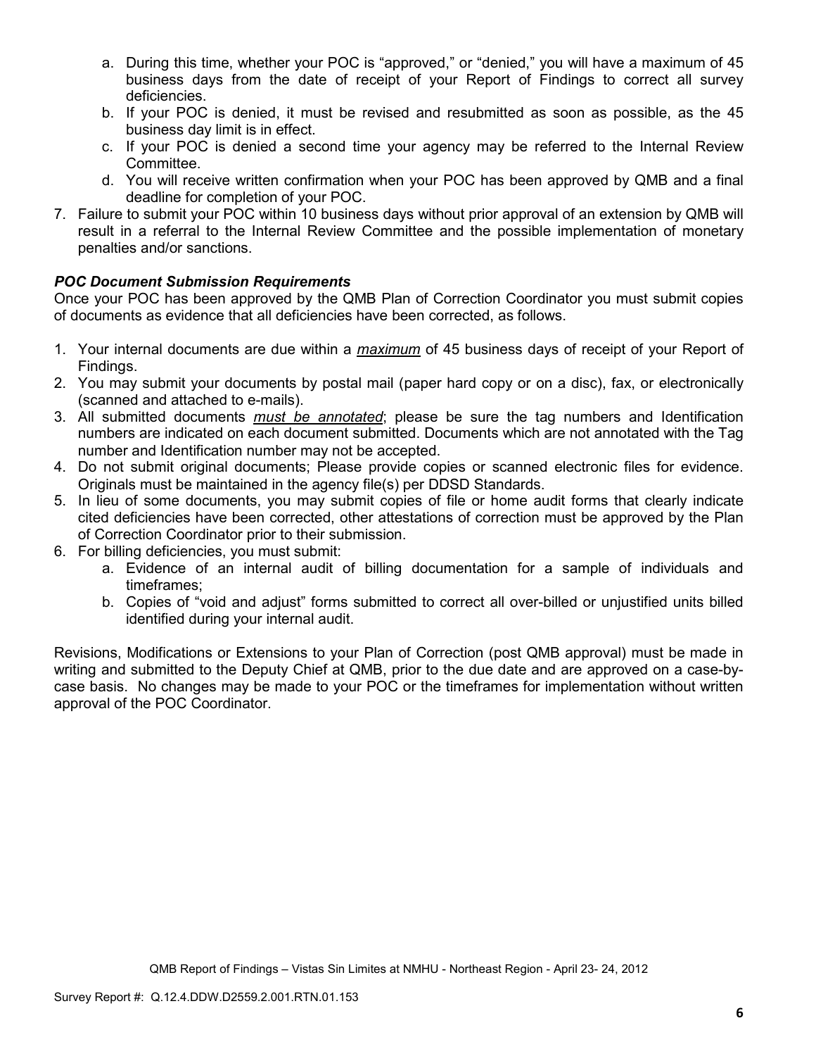a. During this time, whether your POC is "approved," or "denied," you will have a maximum of 45 business days from the date of receipt of your Report of Findings to correct all survey deficiencies.
b. If your POC is denied, it must be revised and resubmitted as soon as possible, as the 45 business day limit is in effect.
c. If your POC is denied a second time your agency may be referred to the Internal Review Committee.
d. You will receive written confirmation when your POC has been approved by QMB and a final deadline for completion of your POC.

7. Failure to submit your POC within 10 business days without prior approval of an extension by QMB will result in a referral to the Internal Review Committee and the possible implementation of monetary penalties and/or sanctions.

***POC Document Submission Requirements***

Once your POC has been approved by the QMB Plan of Correction Coordinator you must submit copies of documents as evidence that all deficiencies have been corrected, as follows.

1. Your internal documents are due within a ***maximum*** of 45 business days of receipt of your Report of Findings.
2. You may submit your documents by postal mail (paper hard copy or on a disc), fax, or electronically (scanned and attached to e-mails).
3. All submitted documents ***must be annotated***; please be sure the tag numbers and Identification numbers are indicated on each document submitted. Documents which are not annotated with the Tag number and Identification number may not be accepted.
4. Do not submit original documents; Please provide copies or scanned electronic files for evidence. Originals must be maintained in the agency file(s) per DDSD Standards.
5. In lieu of some documents, you may submit copies of file or home audit forms that clearly indicate cited deficiencies have been corrected, other attestations of correction must be approved by the Plan of Correction Coordinator prior to their submission.
6. For billing deficiencies, you must submit:
   a. Evidence of an internal audit of billing documentation for a sample of individuals and timeframes;
   b. Copies of "void and adjust" forms submitted to correct all over-billed or unjustified units billed identified during your internal audit.

Revisions, Modifications or Extensions to your Plan of Correction (post QMB approval) must be made in writing and submitted to the Deputy Chief at QMB, prior to the due date and are approved on a case-by-case basis. No changes may be made to your POC or the timeframes for implementation without written approval of the POC Coordinator.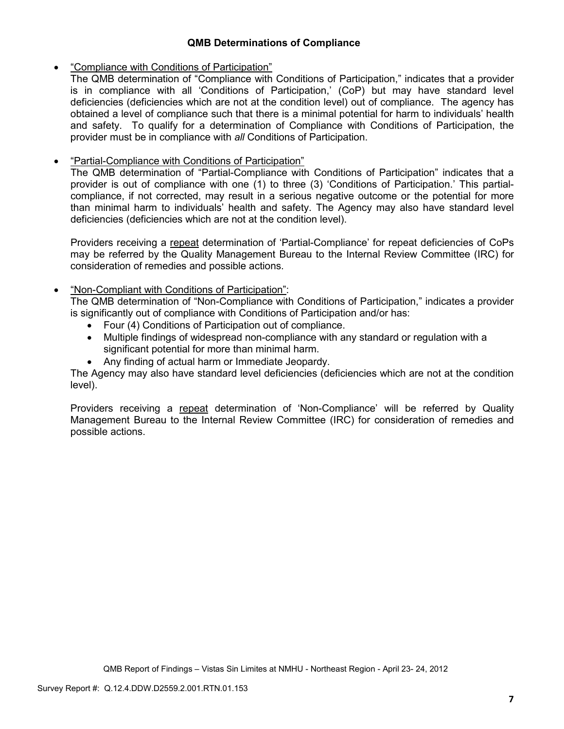## QMB Determinations of Compliance

- "Compliance with Conditions of Participation"
  The QMB determination of "Compliance with Conditions of Participation," indicates that a provider is in compliance with all 'Conditions of Participation,' (CoP) but may have standard level deficiencies (deficiencies which are not at the condition level) out of compliance. The agency has obtained a level of compliance such that there is a minimal potential for harm to individuals' health and safety. To qualify for a determination of Compliance with Conditions of Participation, the provider must be in compliance with *all* Conditions of Participation.

- "Partial-Compliance with Conditions of Participation"
  The QMB determination of "Partial-Compliance with Conditions of Participation" indicates that a provider is out of compliance with one (1) to three (3) 'Conditions of Participation.' This partial-compliance, if not corrected, may result in a serious negative outcome or the potential for more than minimal harm to individuals' health and safety. The Agency may also have standard level deficiencies (deficiencies which are not at the condition level).

  Providers receiving a repeat determination of 'Partial-Compliance' for repeat deficiencies of CoPs may be referred by the Quality Management Bureau to the Internal Review Committee (IRC) for consideration of remedies and possible actions.

- "Non-Compliant with Conditions of Participation":
  The QMB determination of "Non-Compliance with Conditions of Participation," indicates a provider is significantly out of compliance with Conditions of Participation and/or has:
  - Four (4) Conditions of Participation out of compliance.
  - Multiple findings of widespread non-compliance with any standard or regulation with a significant potential for more than minimal harm.
  - Any finding of actual harm or Immediate Jeopardy.

  The Agency may also have standard level deficiencies (deficiencies which are not at the condition level).

  Providers receiving a repeat determination of 'Non-Compliance' will be referred by Quality Management Bureau to the Internal Review Committee (IRC) for consideration of remedies and possible actions.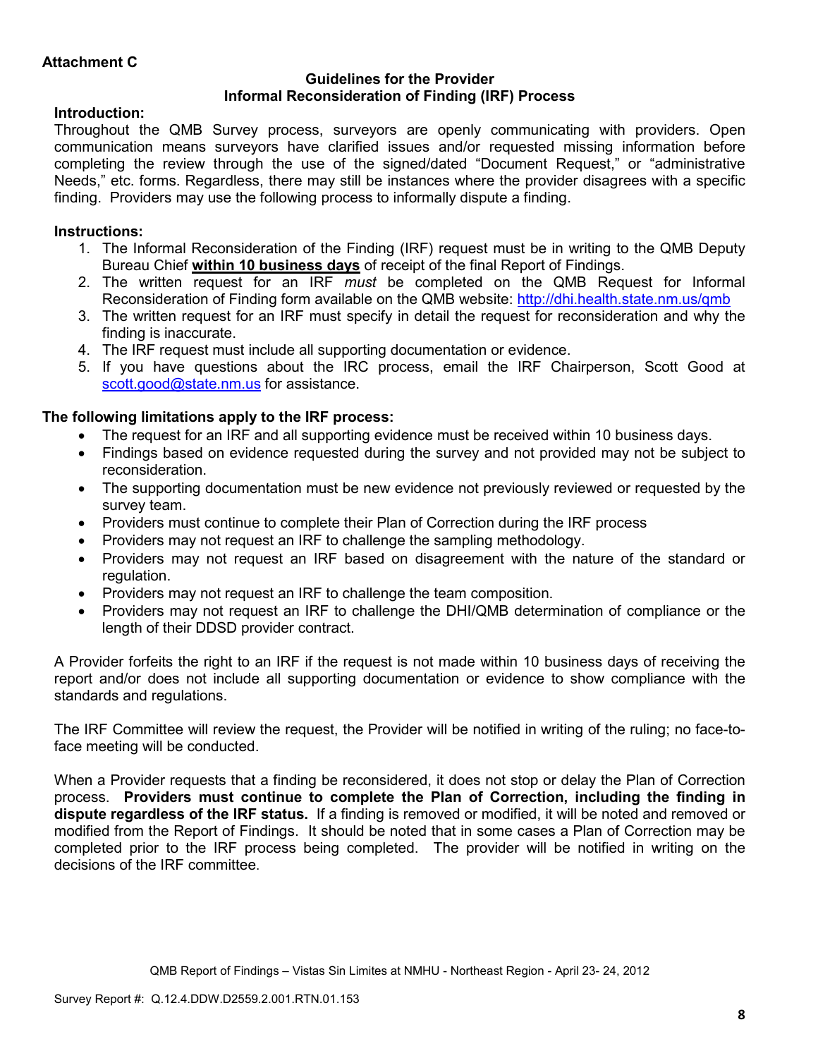**Attachment C**

## Guidelines for the Provider
## Informal Reconsideration of Finding (IRF) Process

**Introduction:**

Throughout the QMB Survey process, surveyors are openly communicating with providers. Open communication means surveyors have clarified issues and/or requested missing information before completing the review through the use of the signed/dated "Document Request," or "administrative Needs," etc. forms. Regardless, there may still be instances where the provider disagrees with a specific finding. Providers may use the following process to informally dispute a finding.

**Instructions:**

1. The Informal Reconsideration of the Finding (IRF) request must be in writing to the QMB Deputy Bureau Chief **within 10 business days** of receipt of the final Report of Findings.
2. The written request for an IRF *must* be completed on the QMB Request for Informal Reconsideration of Finding form available on the QMB website: http://dhi.health.state.nm.us/qmb
3. The written request for an IRF must specify in detail the request for reconsideration and why the finding is inaccurate.
4. The IRF request must include all supporting documentation or evidence.
5. If you have questions about the IRC process, email the IRF Chairperson, Scott Good at scott.good@state.nm.us for assistance.

**The following limitations apply to the IRF process:**

- The request for an IRF and all supporting evidence must be received within 10 business days.
- Findings based on evidence requested during the survey and not provided may not be subject to reconsideration.
- The supporting documentation must be new evidence not previously reviewed or requested by the survey team.
- Providers must continue to complete their Plan of Correction during the IRF process
- Providers may not request an IRF to challenge the sampling methodology.
- Providers may not request an IRF based on disagreement with the nature of the standard or regulation.
- Providers may not request an IRF to challenge the team composition.
- Providers may not request an IRF to challenge the DHI/QMB determination of compliance or the length of their DDSD provider contract.

A Provider forfeits the right to an IRF if the request is not made within 10 business days of receiving the report and/or does not include all supporting documentation or evidence to show compliance with the standards and regulations.

The IRF Committee will review the request, the Provider will be notified in writing of the ruling; no face-to-face meeting will be conducted.

When a Provider requests that a finding be reconsidered, it does not stop or delay the Plan of Correction process. **Providers must continue to complete the Plan of Correction, including the finding in dispute regardless of the IRF status.** If a finding is removed or modified, it will be noted and removed or modified from the Report of Findings. It should be noted that in some cases a Plan of Correction may be completed prior to the IRF process being completed. The provider will be notified in writing on the decisions of the IRF committee.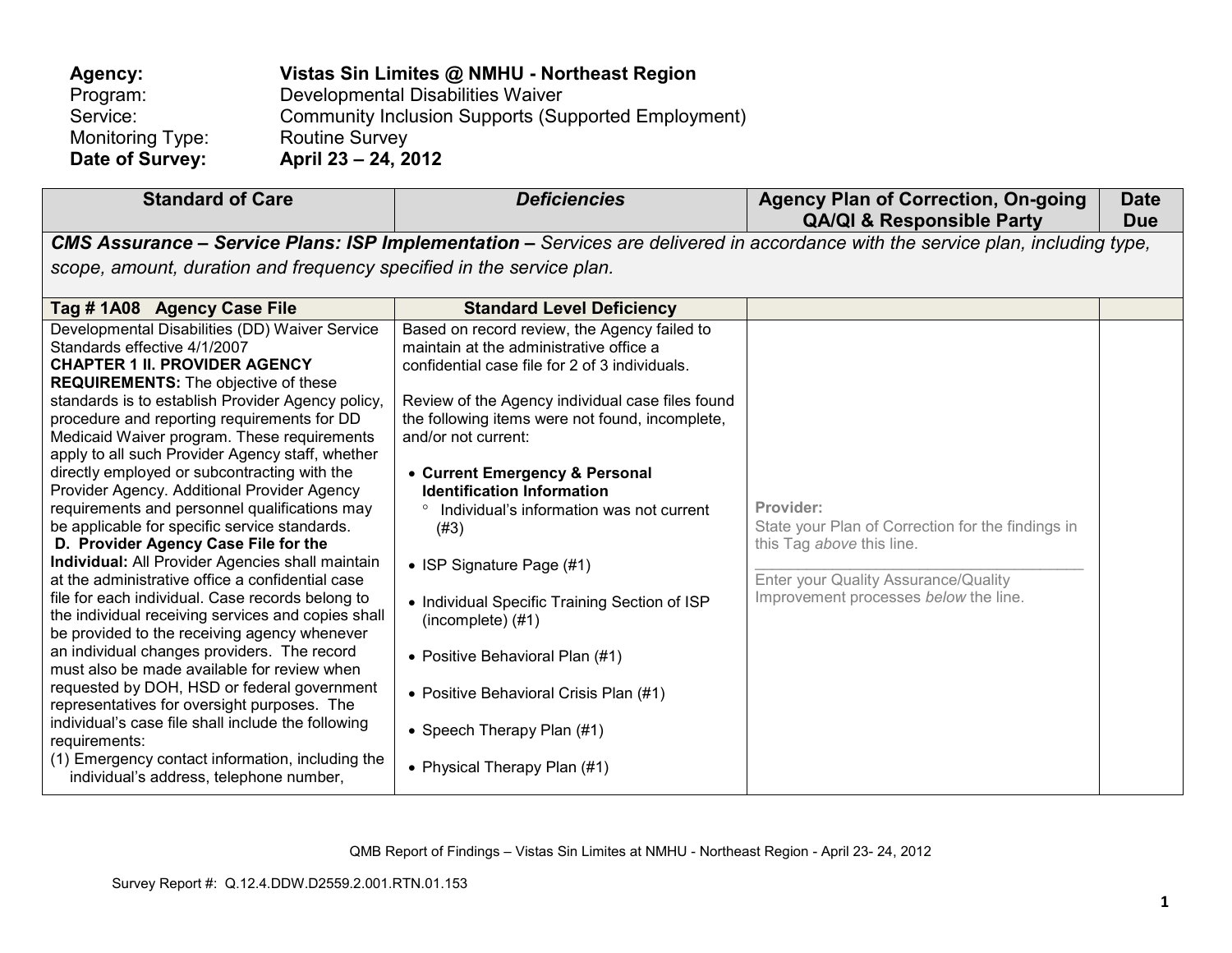**Agency:** **Vistas Sin Limites @ NMHU - Northeast Region**
Program: Developmental Disabilities Waiver
Service: Community Inclusion Supports (Supported Employment)
Monitoring Type: Routine Survey
**Date of Survey:** **April 23 – 24, 2012**

| Standard of Care | *Deficiencies* | Agency Plan of Correction, On-going QA/QI & Responsible Party | Date Due |
|---|---|---|---|
| ***CMS Assurance – Service Plans: ISP Implementation –*** *Services are delivered in accordance with the service plan, including type, scope, amount, duration and frequency specified in the service plan.* | | | |
| **Tag # 1A08 Agency Case File** | **Standard Level Deficiency** | | |
| Developmental Disabilities (DD) Waiver Service Standards effective 4/1/2007<br>**CHAPTER 1 II. PROVIDER AGENCY REQUIREMENTS:** The objective of these standards is to establish Provider Agency policy, procedure and reporting requirements for DD Medicaid Waiver program. These requirements apply to all such Provider Agency staff, whether directly employed or subcontracting with the Provider Agency. Additional Provider Agency requirements and personnel qualifications may be applicable for specific service standards.<br>**D. Provider Agency Case File for the Individual:** All Provider Agencies shall maintain at the administrative office a confidential case file for each individual. Case records belong to the individual receiving services and copies shall be provided to the receiving agency whenever an individual changes providers. The record must also be made available for review when requested by DOH, HSD or federal government representatives for oversight purposes. The individual's case file shall include the following requirements:<br>(1) Emergency contact information, including the individual's address, telephone number, | Based on record review, the Agency failed to maintain at the administrative office a confidential case file for 2 of 3 individuals.<br><br>Review of the Agency individual case files found the following items were not found, incomplete, and/or not current:<br><br>• **Current Emergency & Personal Identification Information**<br>° Individual's information was not current (#3)<br><br>• ISP Signature Page (#1)<br><br>• Individual Specific Training Section of ISP (incomplete) (#1)<br><br>• Positive Behavioral Plan (#1)<br><br>• Positive Behavioral Crisis Plan (#1)<br><br>• Speech Therapy Plan (#1)<br><br>• Physical Therapy Plan (#1) | **Provider:**<br>State your Plan of Correction for the findings in this Tag *above* this line.<br>\_\_\_\_\_\_\_\_\_\_\_\_\_\_\_\_\_\_\_\_\_\_\_\_\_\_\_\_\_\_\_\_<br>Enter your Quality Assurance/Quality Improvement processes *below* the line. | |

QMB Report of Findings – Vistas Sin Limites at NMHU - Northeast Region - April 23- 24, 2012

Survey Report #: Q.12.4.DDW.D2559.2.001.RTN.01.153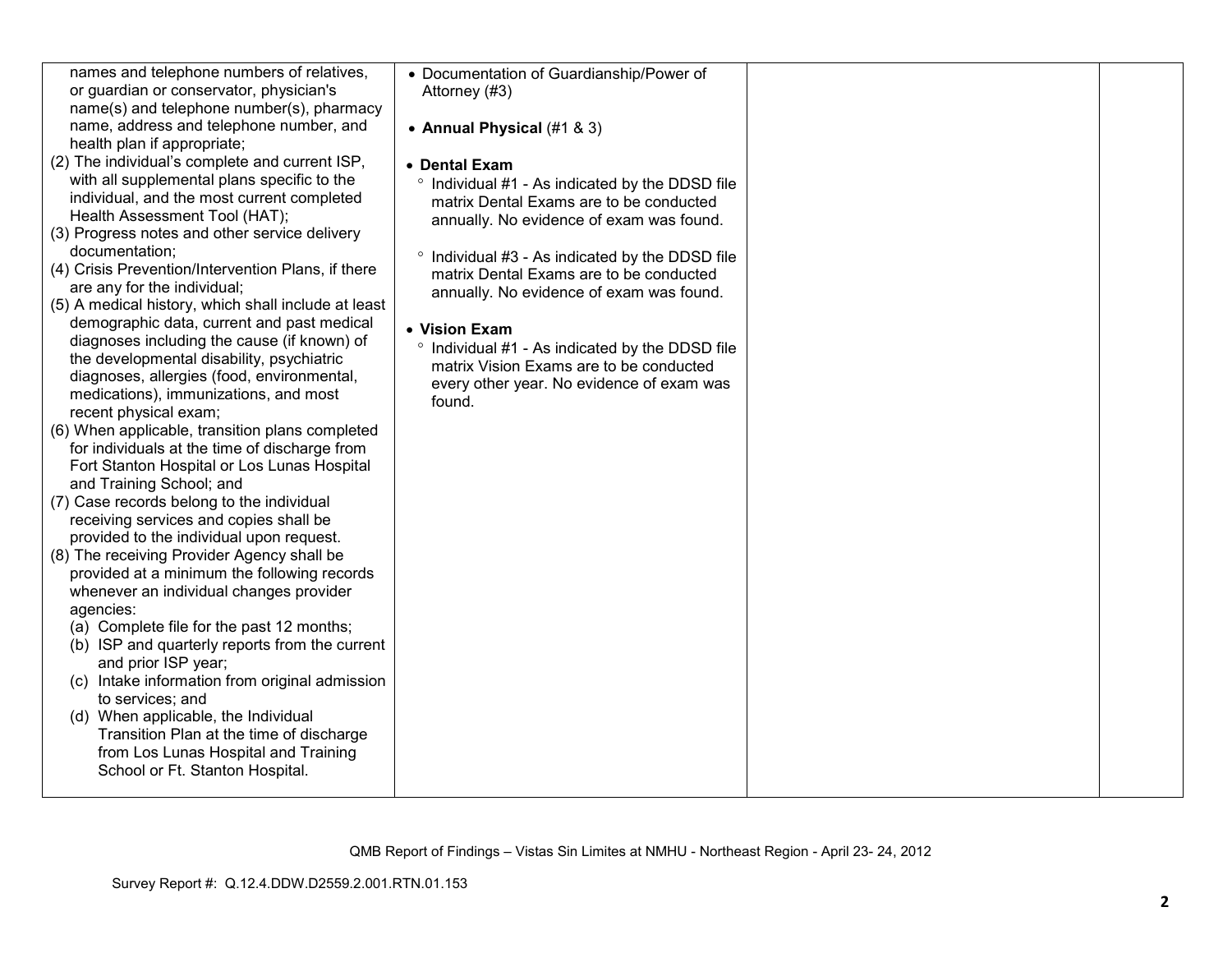| | | | |
|---|---|---|---|
| names and telephone numbers of relatives, or guardian or conservator, physician's name(s) and telephone number(s), pharmacy name, address and telephone number, and health plan if appropriate;<br>(2) The individual's complete and current ISP, with all supplemental plans specific to the individual, and the most current completed Health Assessment Tool (HAT);<br>(3) Progress notes and other service delivery documentation;<br>(4) Crisis Prevention/Intervention Plans, if there are any for the individual;<br>(5) A medical history, which shall include at least demographic data, current and past medical diagnoses including the cause (if known) of the developmental disability, psychiatric diagnoses, allergies (food, environmental, medications), immunizations, and most recent physical exam;<br>(6) When applicable, transition plans completed for individuals at the time of discharge from Fort Stanton Hospital or Los Lunas Hospital and Training School; and<br>(7) Case records belong to the individual receiving services and copies shall be provided to the individual upon request.<br>(8) The receiving Provider Agency shall be provided at a minimum the following records whenever an individual changes provider agencies:<br>(a) Complete file for the past 12 months;<br>(b) ISP and quarterly reports from the current and prior ISP year;<br>(c) Intake information from original admission to services; and<br>(d) When applicable, the Individual Transition Plan at the time of discharge from Los Lunas Hospital and Training School or Ft. Stanton Hospital. | • Documentation of Guardianship/Power of Attorney (#3)<br><br>• **Annual Physical** (#1 & 3)<br><br>• **Dental Exam**<br>° Individual #1 - As indicated by the DDSD file matrix Dental Exams are to be conducted annually. No evidence of exam was found.<br><br>° Individual #3 - As indicated by the DDSD file matrix Dental Exams are to be conducted annually. No evidence of exam was found.<br><br>• **Vision Exam**<br>° Individual #1 - As indicated by the DDSD file matrix Vision Exams are to be conducted every other year. No evidence of exam was found. | | |

QMB Report of Findings – Vistas Sin Limites at NMHU - Northeast Region - April 23- 24, 2012

Survey Report #: Q.12.4.DDW.D2559.2.001.RTN.01.153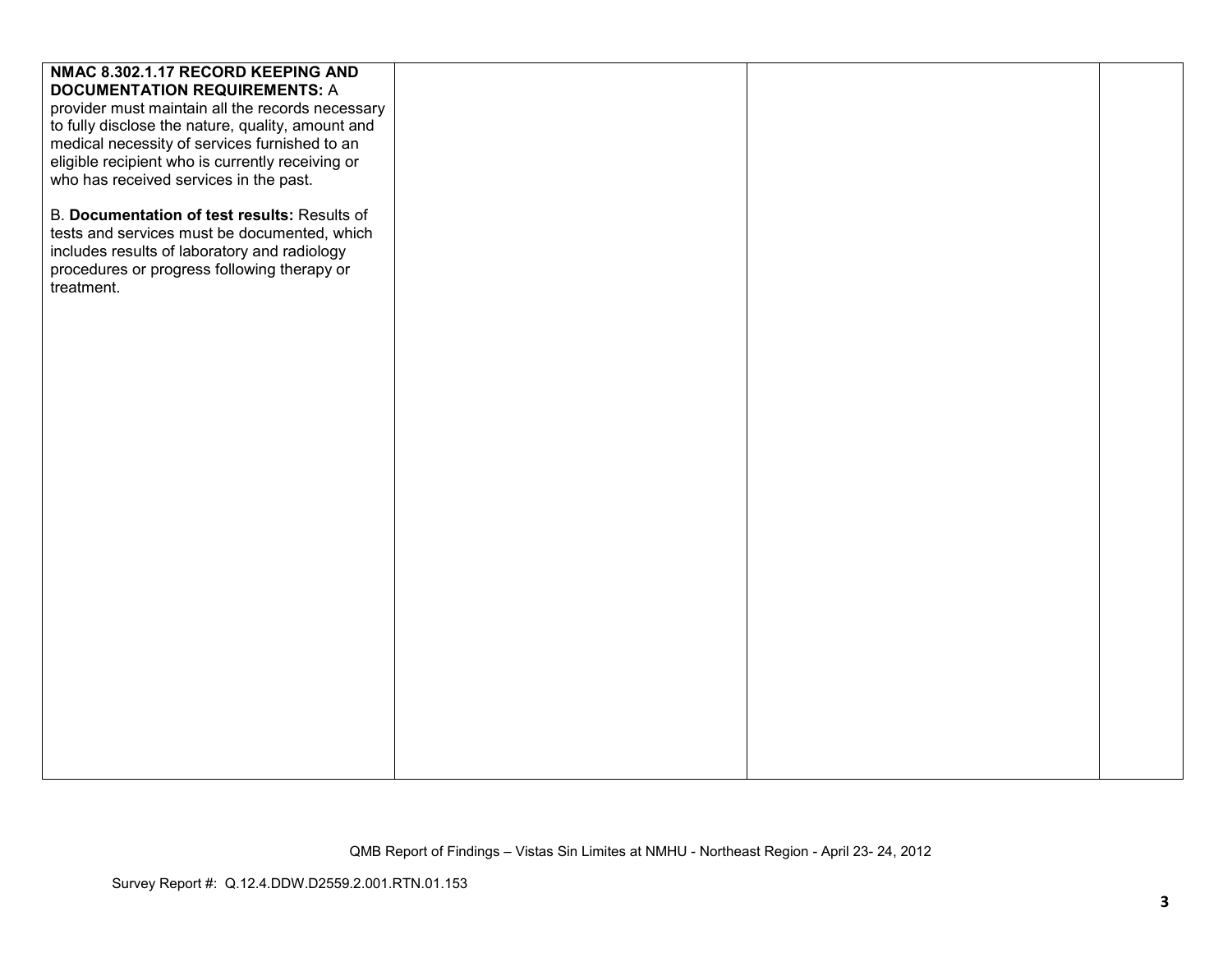| | | | |
|---|---|---|---|
| **NMAC 8.302.1.17 RECORD KEEPING AND DOCUMENTATION REQUIREMENTS:** A provider must maintain all the records necessary to fully disclose the nature, quality, amount and medical necessity of services furnished to an eligible recipient who is currently receiving or who has received services in the past.<br><br>B. **Documentation of test results:** Results of tests and services must be documented, which includes results of laboratory and radiology procedures or progress following therapy or treatment. | | | |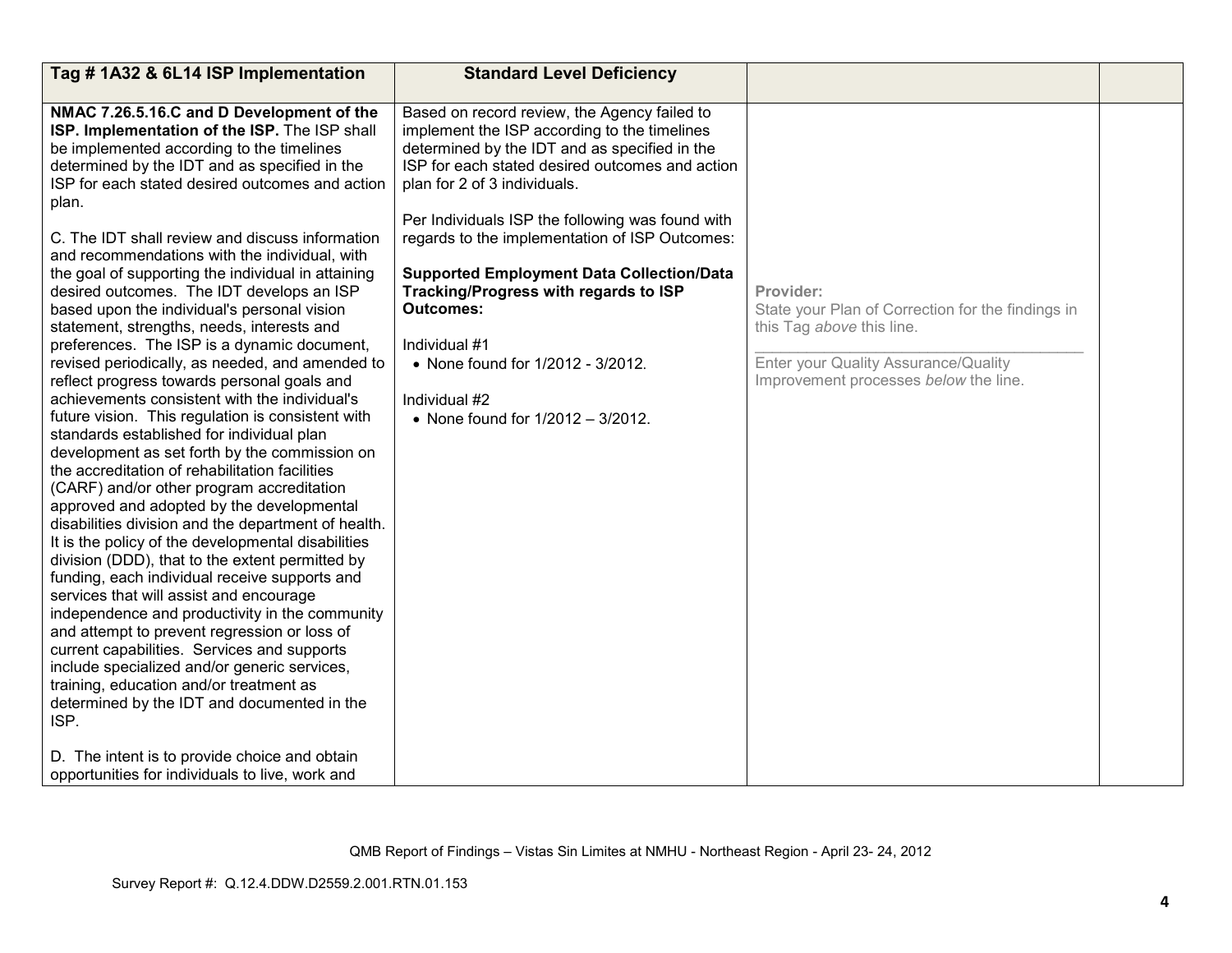| Tag # 1A32 & 6L14 ISP Implementation | Standard Level Deficiency | | |
|---|---|---|---|
| **NMAC 7.26.5.16.C and D Development of the ISP. Implementation of the ISP.** The ISP shall be implemented according to the timelines determined by the IDT and as specified in the ISP for each stated desired outcomes and action plan.<br><br>C. The IDT shall review and discuss information and recommendations with the individual, with the goal of supporting the individual in attaining desired outcomes. The IDT develops an ISP based upon the individual's personal vision statement, strengths, needs, interests and preferences. The ISP is a dynamic document, revised periodically, as needed, and amended to reflect progress towards personal goals and achievements consistent with the individual's future vision. This regulation is consistent with standards established for individual plan development as set forth by the commission on the accreditation of rehabilitation facilities (CARF) and/or other program accreditation approved and adopted by the developmental disabilities division and the department of health. It is the policy of the developmental disabilities division (DDD), that to the extent permitted by funding, each individual receive supports and services that will assist and encourage independence and productivity in the community and attempt to prevent regression or loss of current capabilities. Services and supports include specialized and/or generic services, training, education and/or treatment as determined by the IDT and documented in the ISP.<br><br>D. The intent is to provide choice and obtain opportunities for individuals to live, work and | Based on record review, the Agency failed to implement the ISP according to the timelines determined by the IDT and as specified in the ISP for each stated desired outcomes and action plan for 2 of 3 individuals.<br><br>Per Individuals ISP the following was found with regards to the implementation of ISP Outcomes:<br><br>**Supported Employment Data Collection/Data Tracking/Progress with regards to ISP Outcomes:**<br><br>Individual #1<br>• None found for 1/2012 - 3/2012.<br><br>Individual #2<br>• None found for 1/2012 – 3/2012. | Provider:<br>State your Plan of Correction for the findings in this Tag *above* this line.<br>\_\_\_\_\_\_\_\_\_\_\_\_\_\_\_\_\_\_\_\_\_\_\_\_\_\_\_\_\_\_\_\_<br>Enter your Quality Assurance/Quality Improvement processes *below* the line. | |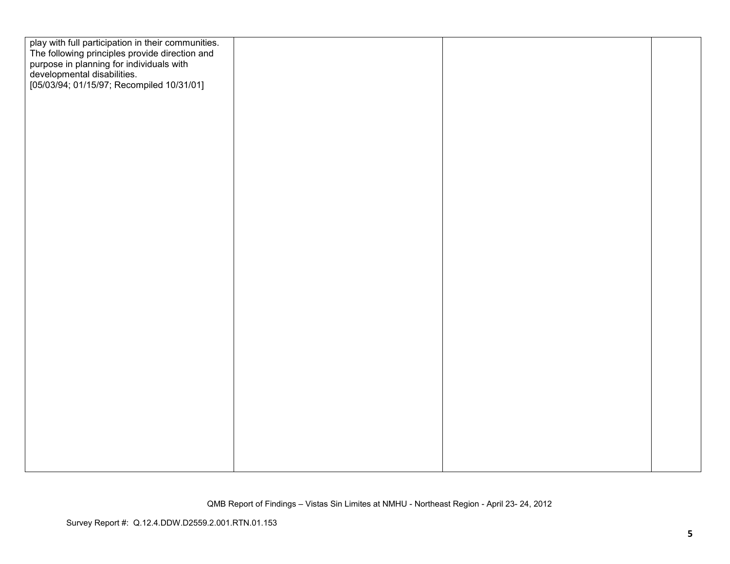| | | | |
|---|---|---|---|
| play with full participation in their communities. The following principles provide direction and purpose in planning for individuals with developmental disabilities. [05/03/94; 01/15/97; Recompiled 10/31/01] | | | |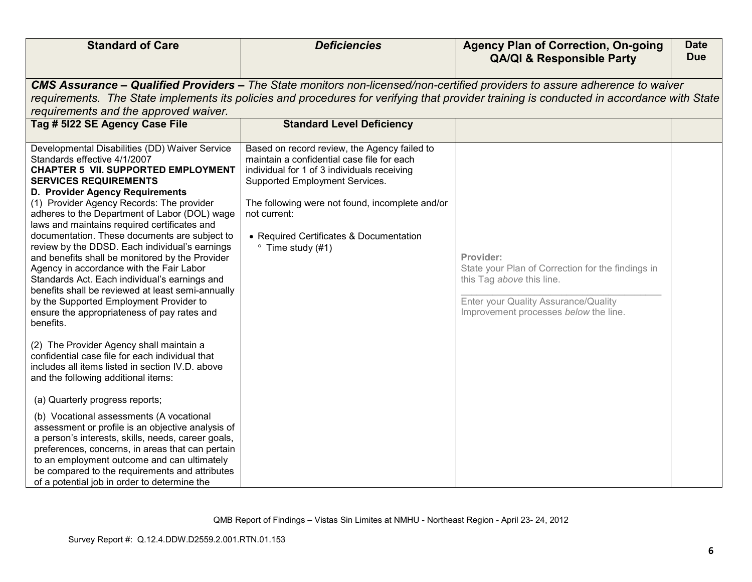| Standard of Care | *Deficiencies* | Agency Plan of Correction, On-going QA/QI & Responsible Party | Date Due |
|---|---|---|---|
| ***CMS Assurance – Qualified Providers –** The State monitors non-licensed/non-certified providers to assure adherence to waiver requirements. The State implements its policies and procedures for verifying that provider training is conducted in accordance with State requirements and the approved waiver.* | | | |
| **Tag # 5I22 SE Agency Case File** | **Standard Level Deficiency** | | |
| Developmental Disabilities (DD) Waiver Service Standards effective 4/1/2007<br>**CHAPTER 5 VII. SUPPORTED EMPLOYMENT SERVICES REQUIREMENTS**<br>**D. Provider Agency Requirements**<br>(1) Provider Agency Records: The provider adheres to the Department of Labor (DOL) wage laws and maintains required certificates and documentation. These documents are subject to review by the DDSD. Each individual's earnings and benefits shall be monitored by the Provider Agency in accordance with the Fair Labor Standards Act. Each individual's earnings and benefits shall be reviewed at least semi-annually by the Supported Employment Provider to ensure the appropriateness of pay rates and benefits.<br><br>(2) The Provider Agency shall maintain a confidential case file for each individual that includes all items listed in section IV.D. above and the following additional items:<br><br>(a) Quarterly progress reports;<br><br>(b) Vocational assessments (A vocational assessment or profile is an objective analysis of a person's interests, skills, needs, career goals, preferences, concerns, in areas that can pertain to an employment outcome and can ultimately be compared to the requirements and attributes of a potential job in order to determine the | Based on record review, the Agency failed to maintain a confidential case file for each individual for 1 of 3 individuals receiving Supported Employment Services.<br><br>The following were not found, incomplete and/or not current:<br><br>• Required Certificates & Documentation<br>° Time study (#1) | Provider:<br>State your Plan of Correction for the findings in this Tag *above* this line.<br>\_\_\_\_\_\_\_\_\_\_\_\_\_\_\_\_\_\_\_\_\_\_\_\_\_\_\_\_\_\_\_\_<br>Enter your Quality Assurance/Quality Improvement processes *below* the line. | |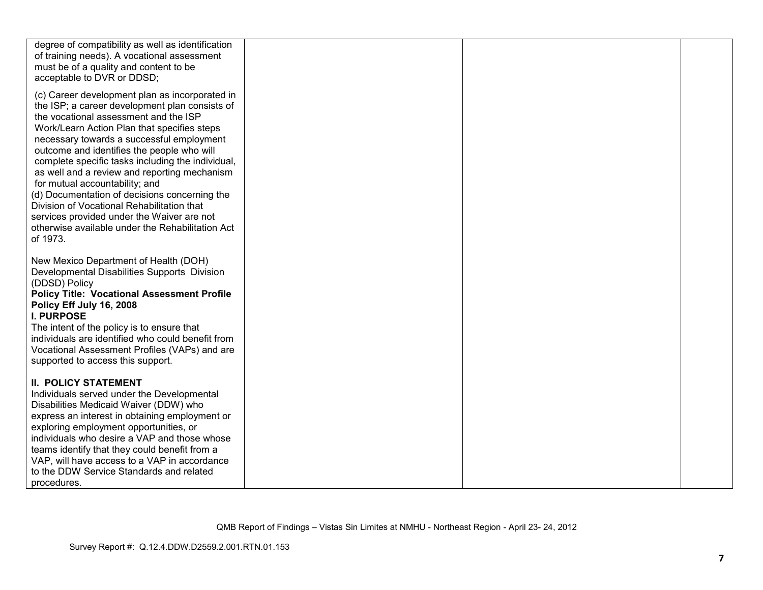| | | | |
|---|---|---|---|
| degree of compatibility as well as identification of training needs). A vocational assessment must be of a quality and content to be acceptable to DVR or DDSD;<br><br>(c) Career development plan as incorporated in the ISP; a career development plan consists of the vocational assessment and the ISP Work/Learn Action Plan that specifies steps necessary towards a successful employment outcome and identifies the people who will complete specific tasks including the individual, as well and a review and reporting mechanism for mutual accountability; and<br>(d) Documentation of decisions concerning the Division of Vocational Rehabilitation that services provided under the Waiver are not otherwise available under the Rehabilitation Act of 1973.<br><br>New Mexico Department of Health (DOH) Developmental Disabilities Supports Division (DDSD) Policy<br>**Policy Title: Vocational Assessment Profile Policy Eff July 16, 2008**<br>**I. PURPOSE**<br>The intent of the policy is to ensure that individuals are identified who could benefit from Vocational Assessment Profiles (VAPs) and are supported to access this support.<br><br>**II. POLICY STATEMENT**<br>Individuals served under the Developmental Disabilities Medicaid Waiver (DDW) who express an interest in obtaining employment or exploring employment opportunities, or individuals who desire a VAP and those whose teams identify that they could benefit from a VAP, will have access to a VAP in accordance to the DDW Service Standards and related procedures. | | | |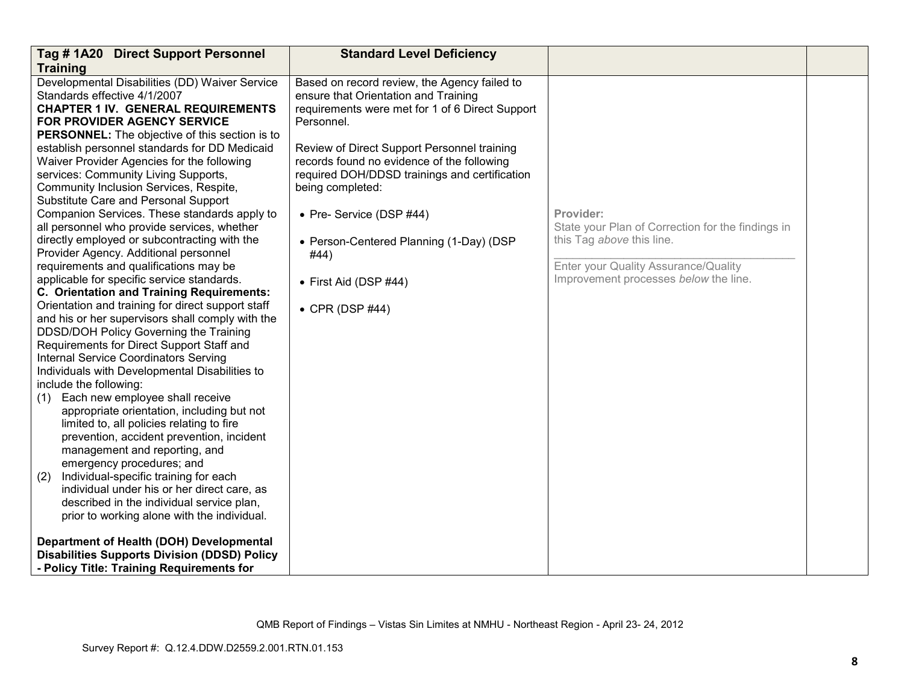| Tag # 1A20 Direct Support Personnel Training | Standard Level Deficiency | | |
|---|---|---|---|
| Developmental Disabilities (DD) Waiver Service Standards effective 4/1/2007<br>**CHAPTER 1 IV. GENERAL REQUIREMENTS FOR PROVIDER AGENCY SERVICE PERSONNEL:** The objective of this section is to establish personnel standards for DD Medicaid Waiver Provider Agencies for the following services: Community Living Supports, Community Inclusion Services, Respite, Substitute Care and Personal Support Companion Services. These standards apply to all personnel who provide services, whether directly employed or subcontracting with the Provider Agency. Additional personnel requirements and qualifications may be applicable for specific service standards.<br>**C. Orientation and Training Requirements:** Orientation and training for direct support staff and his or her supervisors shall comply with the DDSD/DOH Policy Governing the Training Requirements for Direct Support Staff and Internal Service Coordinators Serving Individuals with Developmental Disabilities to include the following:<br>(1) Each new employee shall receive appropriate orientation, including but not limited to, all policies relating to fire prevention, accident prevention, incident management and reporting, and emergency procedures; and<br>(2) Individual-specific training for each individual under his or her direct care, as described in the individual service plan, prior to working alone with the individual.<br><br>**Department of Health (DOH) Developmental Disabilities Supports Division (DDSD) Policy - Policy Title: Training Requirements for** | Based on record review, the Agency failed to ensure that Orientation and Training requirements were met for 1 of 6 Direct Support Personnel.<br><br>Review of Direct Support Personnel training records found no evidence of the following required DOH/DDSD trainings and certification being completed:<br><br>• Pre- Service (DSP #44)<br><br>• Person-Centered Planning (1-Day) (DSP #44)<br><br>• First Aid (DSP #44)<br><br>• CPR (DSP #44) | **Provider:**<br>State your Plan of Correction for the findings in this Tag *above* this line.<br>\_\_\_\_\_\_\_\_\_\_\_\_\_\_\_\_\_\_\_\_\_\_\_\_\_\_\_\_\_\_\_\_<br>Enter your Quality Assurance/Quality Improvement processes *below* the line. | |

QMB Report of Findings – Vistas Sin Limites at NMHU - Northeast Region - April 23- 24, 2012

Survey Report #: Q.12.4.DDW.D2559.2.001.RTN.01.153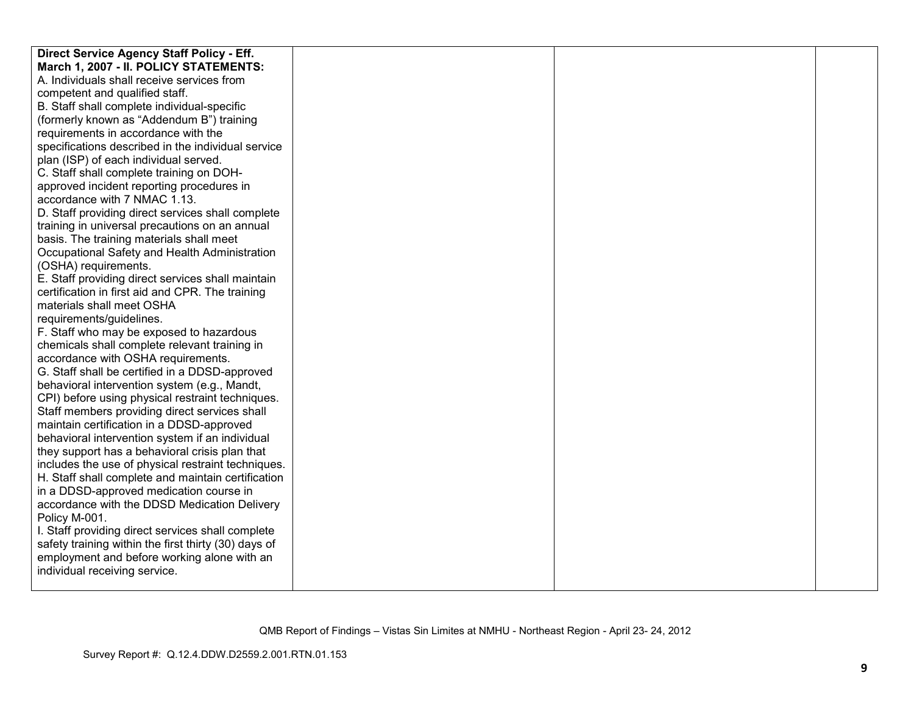| | | | |
|---|---|---|---|
| **Direct Service Agency Staff Policy - Eff. March 1, 2007 - II. POLICY STATEMENTS:**<br>A. Individuals shall receive services from competent and qualified staff.<br>B. Staff shall complete individual-specific (formerly known as "Addendum B") training requirements in accordance with the specifications described in the individual service plan (ISP) of each individual served.<br>C. Staff shall complete training on DOH-approved incident reporting procedures in accordance with 7 NMAC 1.13.<br>D. Staff providing direct services shall complete training in universal precautions on an annual basis. The training materials shall meet Occupational Safety and Health Administration (OSHA) requirements.<br>E. Staff providing direct services shall maintain certification in first aid and CPR. The training materials shall meet OSHA requirements/guidelines.<br>F. Staff who may be exposed to hazardous chemicals shall complete relevant training in accordance with OSHA requirements.<br>G. Staff shall be certified in a DDSD-approved behavioral intervention system (e.g., Mandt, CPI) before using physical restraint techniques. Staff members providing direct services shall maintain certification in a DDSD-approved behavioral intervention system if an individual they support has a behavioral crisis plan that includes the use of physical restraint techniques.<br>H. Staff shall complete and maintain certification in a DDSD-approved medication course in accordance with the DDSD Medication Delivery Policy M-001.<br>I. Staff providing direct services shall complete safety training within the first thirty (30) days of employment and before working alone with an individual receiving service. | | | |

QMB Report of Findings – Vistas Sin Limites at NMHU - Northeast Region - April 23- 24, 2012

Survey Report #: Q.12.4.DDW.D2559.2.001.RTN.01.153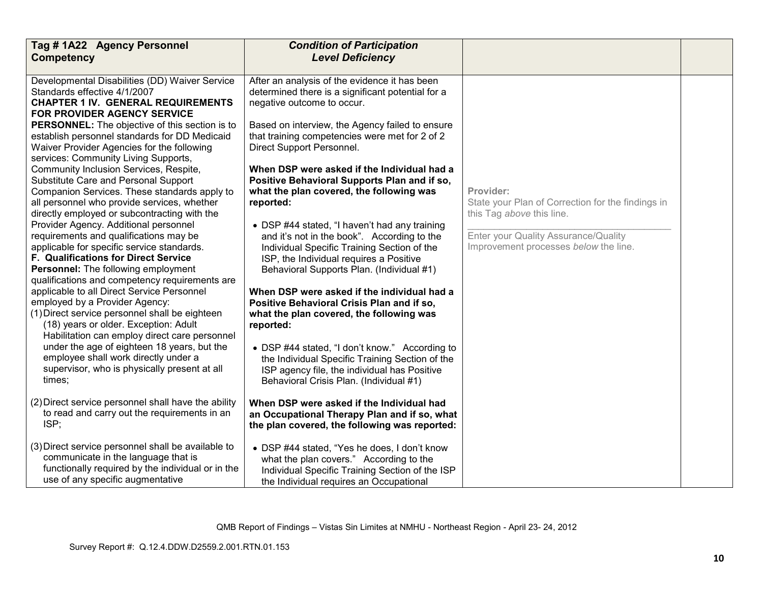| Tag # 1A22 Agency Personnel Competency | *Condition of Participation Level Deficiency* | | |
|---|---|---|---|
| Developmental Disabilities (DD) Waiver Service Standards effective 4/1/2007<br>**CHAPTER 1 IV. GENERAL REQUIREMENTS FOR PROVIDER AGENCY SERVICE PERSONNEL:** The objective of this section is to establish personnel standards for DD Medicaid Waiver Provider Agencies for the following services: Community Living Supports, Community Inclusion Services, Respite, Substitute Care and Personal Support Companion Services. These standards apply to all personnel who provide services, whether directly employed or subcontracting with the Provider Agency. Additional personnel requirements and qualifications may be applicable for specific service standards.<br>**F. Qualifications for Direct Service Personnel:** The following employment qualifications and competency requirements are applicable to all Direct Service Personnel employed by a Provider Agency:<br>(1) Direct service personnel shall be eighteen (18) years or older. Exception: Adult Habilitation can employ direct care personnel under the age of eighteen 18 years, but the employee shall work directly under a supervisor, who is physically present at all times;<br><br>(2) Direct service personnel shall have the ability to read and carry out the requirements in an ISP;<br><br>(3) Direct service personnel shall be available to communicate in the language that is functionally required by the individual or in the use of any specific augmentative | After an analysis of the evidence it has been determined there is a significant potential for a negative outcome to occur.<br><br>Based on interview, the Agency failed to ensure that training competencies were met for 2 of 2 Direct Support Personnel.<br><br>**When DSP were asked if the Individual had a Positive Behavioral Supports Plan and if so, what the plan covered, the following was reported:**<br><br>• DSP #44 stated, "I haven't had any training and it's not in the book". According to the Individual Specific Training Section of the ISP, the Individual requires a Positive Behavioral Supports Plan. (Individual #1)<br><br>**When DSP were asked if the individual had a Positive Behavioral Crisis Plan and if so, what the plan covered, the following was reported:**<br><br>• DSP #44 stated, "I don't know." According to the Individual Specific Training Section of the ISP agency file, the individual has Positive Behavioral Crisis Plan. (Individual #1)<br><br>**When DSP were asked if the Individual had an Occupational Therapy Plan and if so, what the plan covered, the following was reported:**<br><br>• DSP #44 stated, "Yes he does, I don't know what the plan covers." According to the Individual Specific Training Section of the ISP the Individual requires an Occupational | Provider:<br>State your Plan of Correction for the findings in this Tag *above* this line.<br>\_\_\_\_\_\_\_\_\_\_\_\_\_\_\_\_\_\_\_\_\_\_\_\_\_\_\_\_\_\_\_\_<br>Enter your Quality Assurance/Quality Improvement processes *below* the line. | |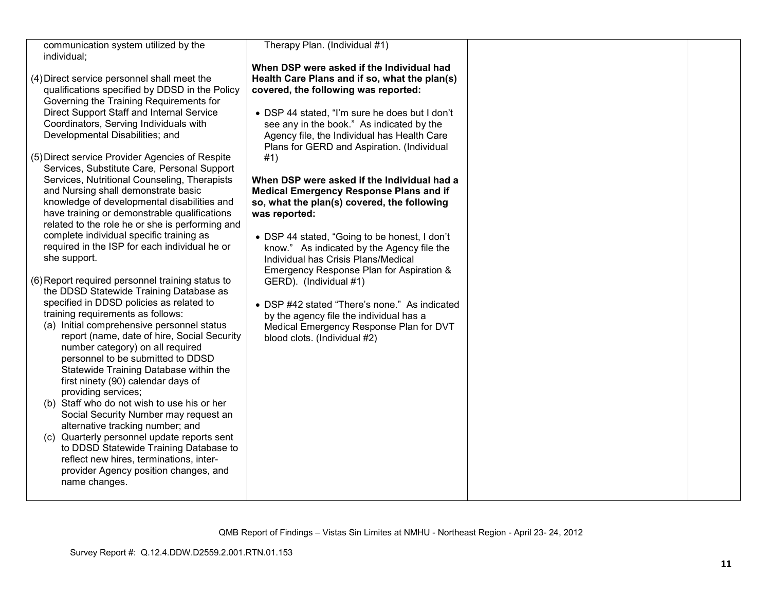| | | | |
|---|---|---|---|
| communication system utilized by the individual;<br><br>(4) Direct service personnel shall meet the qualifications specified by DDSD in the Policy Governing the Training Requirements for Direct Support Staff and Internal Service Coordinators, Serving Individuals with Developmental Disabilities; and<br><br>(5) Direct service Provider Agencies of Respite Services, Substitute Care, Personal Support Services, Nutritional Counseling, Therapists and Nursing shall demonstrate basic knowledge of developmental disabilities and have training or demonstrable qualifications related to the role he or she is performing and complete individual specific training as required in the ISP for each individual he or she support.<br><br>(6) Report required personnel training status to the DDSD Statewide Training Database as specified in DDSD policies as related to training requirements as follows:<br>(a) Initial comprehensive personnel status report (name, date of hire, Social Security number category) on all required personnel to be submitted to DDSD Statewide Training Database within the first ninety (90) calendar days of providing services;<br>(b) Staff who do not wish to use his or her Social Security Number may request an alternative tracking number; and<br>(c) Quarterly personnel update reports sent to DDSD Statewide Training Database to reflect new hires, terminations, inter-provider Agency position changes, and name changes. | Therapy Plan. (Individual #1)<br><br>**When DSP were asked if the Individual had Health Care Plans and if so, what the plan(s) covered, the following was reported:**<br><br>• DSP 44 stated, "I'm sure he does but I don't see any in the book." As indicated by the Agency file, the Individual has Health Care Plans for GERD and Aspiration. (Individual #1)<br><br>**When DSP were asked if the Individual had a Medical Emergency Response Plans and if so, what the plan(s) covered, the following was reported:**<br><br>• DSP 44 stated, "Going to be honest, I don't know." As indicated by the Agency file the Individual has Crisis Plans/Medical Emergency Response Plan for Aspiration & GERD). (Individual #1)<br><br>• DSP #42 stated "There's none." As indicated by the agency file the individual has a Medical Emergency Response Plan for DVT blood clots. (Individual #2) | | |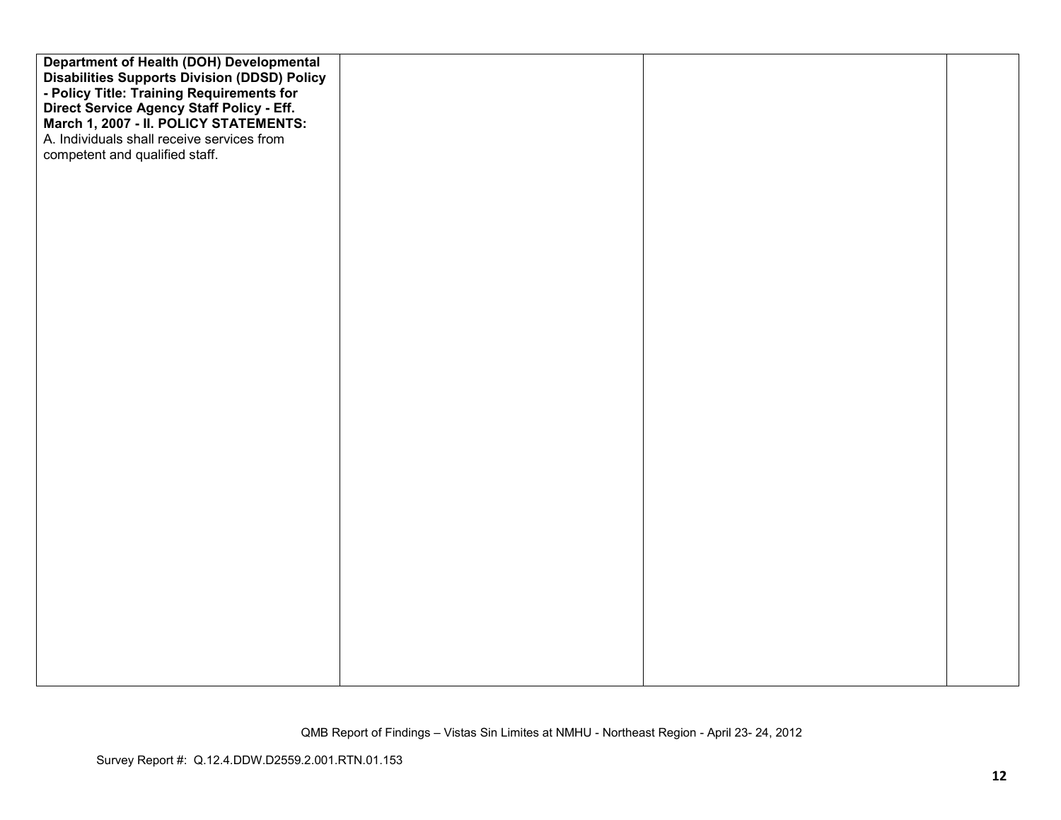| | | | |
|---|---|---|---|
| **Department of Health (DOH) Developmental Disabilities Supports Division (DDSD) Policy - Policy Title: Training Requirements for Direct Service Agency Staff Policy - Eff. March 1, 2007 - II. POLICY STATEMENTS:**<br>A. Individuals shall receive services from competent and qualified staff. | | | |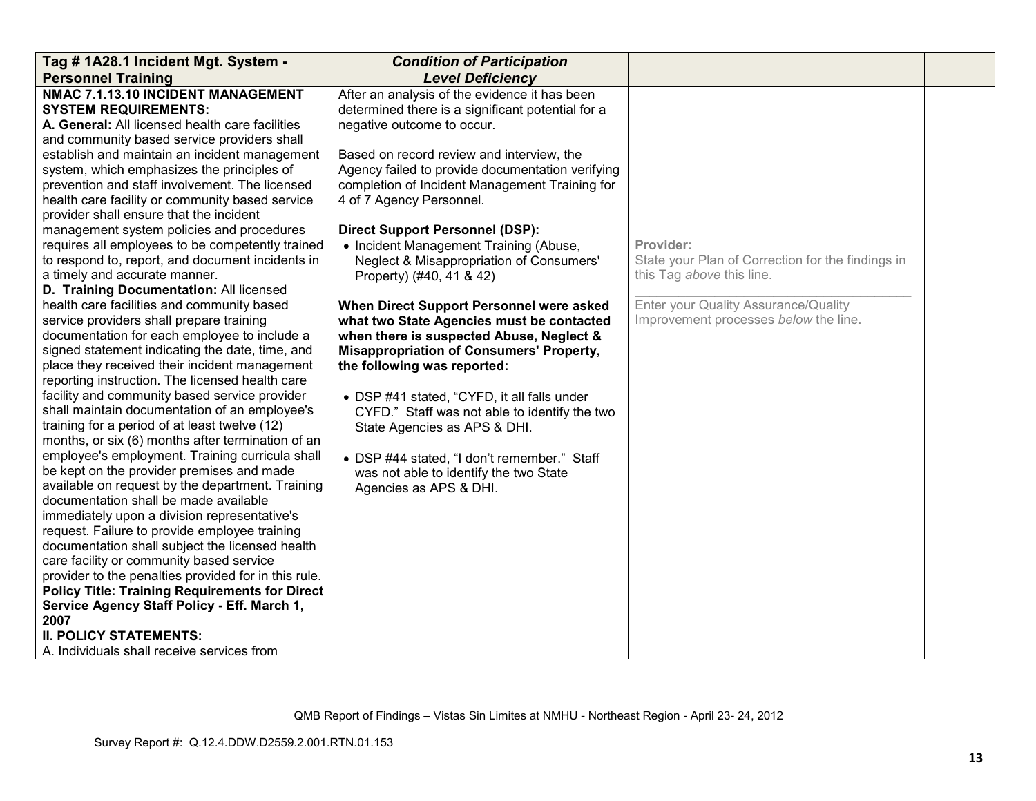| Tag # 1A28.1 Incident Mgt. System - Personnel Training | *Condition of Participation Level Deficiency* | | |
|---|---|---|---|
| **NMAC 7.1.13.10 INCIDENT MANAGEMENT SYSTEM REQUIREMENTS:**<br>**A. General:** All licensed health care facilities and community based service providers shall establish and maintain an incident management system, which emphasizes the principles of prevention and staff involvement. The licensed health care facility or community based service provider shall ensure that the incident management system policies and procedures requires all employees to be competently trained to respond to, report, and document incidents in a timely and accurate manner.<br>**D. Training Documentation:** All licensed health care facilities and community based service providers shall prepare training documentation for each employee to include a signed statement indicating the date, time, and place they received their incident management reporting instruction. The licensed health care facility and community based service provider shall maintain documentation of an employee's training for a period of at least twelve (12) months, or six (6) months after termination of an employee's employment. Training curricula shall be kept on the provider premises and made available on request by the department. Training documentation shall be made available immediately upon a division representative's request. Failure to provide employee training documentation shall subject the licensed health care facility or community based service provider to the penalties provided for in this rule.<br>**Policy Title: Training Requirements for Direct Service Agency Staff Policy - Eff. March 1, 2007**<br>**II. POLICY STATEMENTS:**<br>A. Individuals shall receive services from | After an analysis of the evidence it has been determined there is a significant potential for a negative outcome to occur.<br><br>Based on record review and interview, the Agency failed to provide documentation verifying completion of Incident Management Training for 4 of 7 Agency Personnel.<br><br>**Direct Support Personnel (DSP):**<br>• Incident Management Training (Abuse, Neglect & Misappropriation of Consumers' Property) (#40, 41 & 42)<br><br>**When Direct Support Personnel were asked what two State Agencies must be contacted when there is suspected Abuse, Neglect & Misappropriation of Consumers' Property, the following was reported:**<br><br>• DSP #41 stated, "CYFD, it all falls under CYFD." Staff was not able to identify the two State Agencies as APS & DHI.<br><br>• DSP #44 stated, "I don't remember." Staff was not able to identify the two State Agencies as APS & DHI. | Provider:<br>State your Plan of Correction for the findings in this Tag *above* this line.<br>\_\_\_\_\_\_\_\_\_\_\_\_\_\_\_\_\_\_\_\_\_\_\_\_\_\_\_\_\_\_\_\_\_\_<br>Enter your Quality Assurance/Quality Improvement processes *below* the line. | |

QMB Report of Findings – Vistas Sin Limites at NMHU - Northeast Region - April 23- 24, 2012

Survey Report #: Q.12.4.DDW.D2559.2.001.RTN.01.153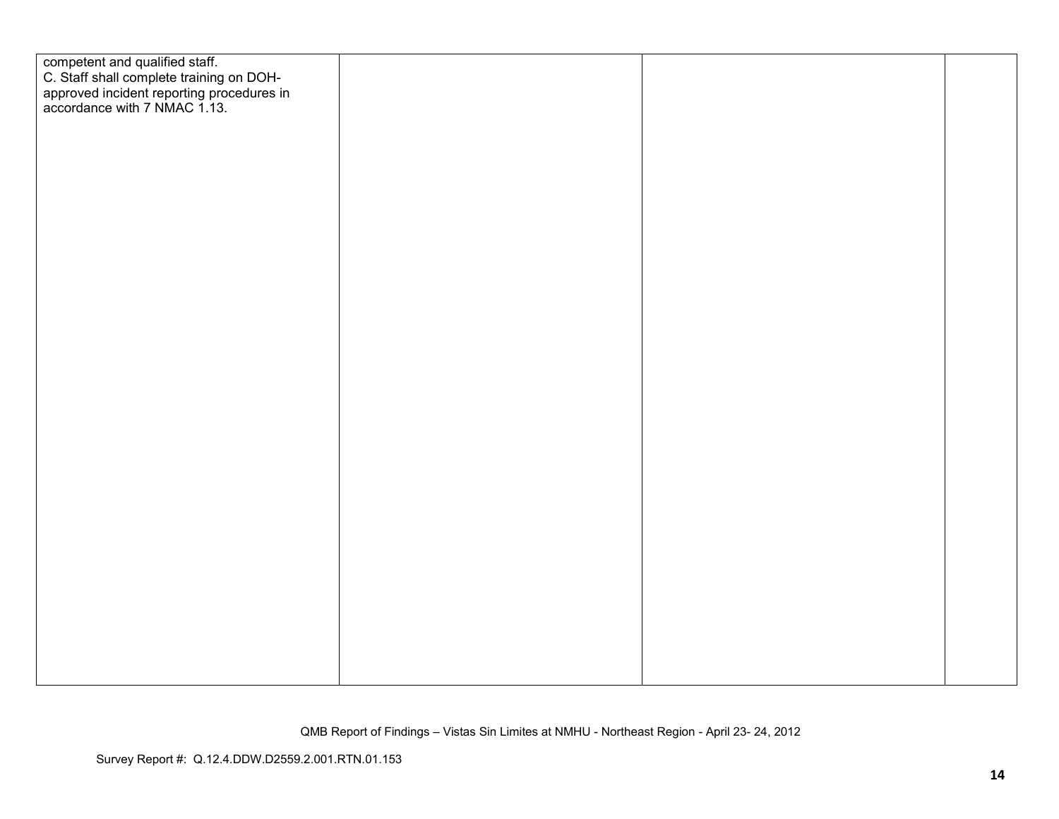| | | | |
|---|---|---|---|
| competent and qualified staff.<br>C. Staff shall complete training on DOH-approved incident reporting procedures in accordance with 7 NMAC 1.13. | | | |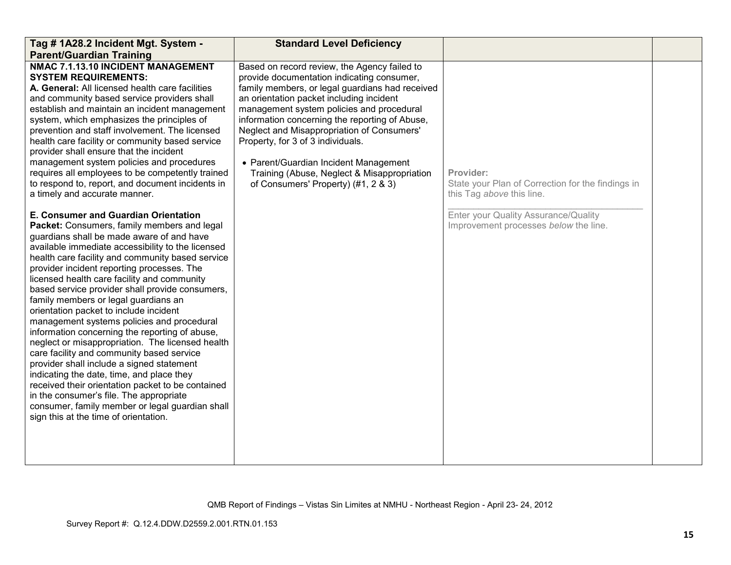| Tag # 1A28.2 Incident Mgt. System - Parent/Guardian Training | Standard Level Deficiency | | |
|---|---|---|---|
| **NMAC 7.1.13.10 INCIDENT MANAGEMENT SYSTEM REQUIREMENTS:**<br>**A. General:** All licensed health care facilities and community based service providers shall establish and maintain an incident management system, which emphasizes the principles of prevention and staff involvement. The licensed health care facility or community based service provider shall ensure that the incident management system policies and procedures requires all employees to be competently trained to respond to, report, and document incidents in a timely and accurate manner.<br><br>**E. Consumer and Guardian Orientation Packet:** Consumers, family members and legal guardians shall be made aware of and have available immediate accessibility to the licensed health care facility and community based service provider incident reporting processes. The licensed health care facility and community based service provider shall provide consumers, family members or legal guardians an orientation packet to include incident management systems policies and procedural information concerning the reporting of abuse, neglect or misappropriation. The licensed health care facility and community based service provider shall include a signed statement indicating the date, time, and place they received their orientation packet to be contained in the consumer's file. The appropriate consumer, family member or legal guardian shall sign this at the time of orientation. | Based on record review, the Agency failed to provide documentation indicating consumer, family members, or legal guardians had received an orientation packet including incident management system policies and procedural information concerning the reporting of Abuse, Neglect and Misappropriation of Consumers' Property, for 3 of 3 individuals.<br><br>• Parent/Guardian Incident Management Training (Abuse, Neglect & Misappropriation of Consumers' Property) (#1, 2 & 3) | Provider:<br>State your Plan of Correction for the findings in this Tag *above* this line.<br>______________________________<br>Enter your Quality Assurance/Quality Improvement processes *below* the line. | |

QMB Report of Findings – Vistas Sin Limites at NMHU - Northeast Region - April 23- 24, 2012

Survey Report #: Q.12.4.DDW.D2559.2.001.RTN.01.153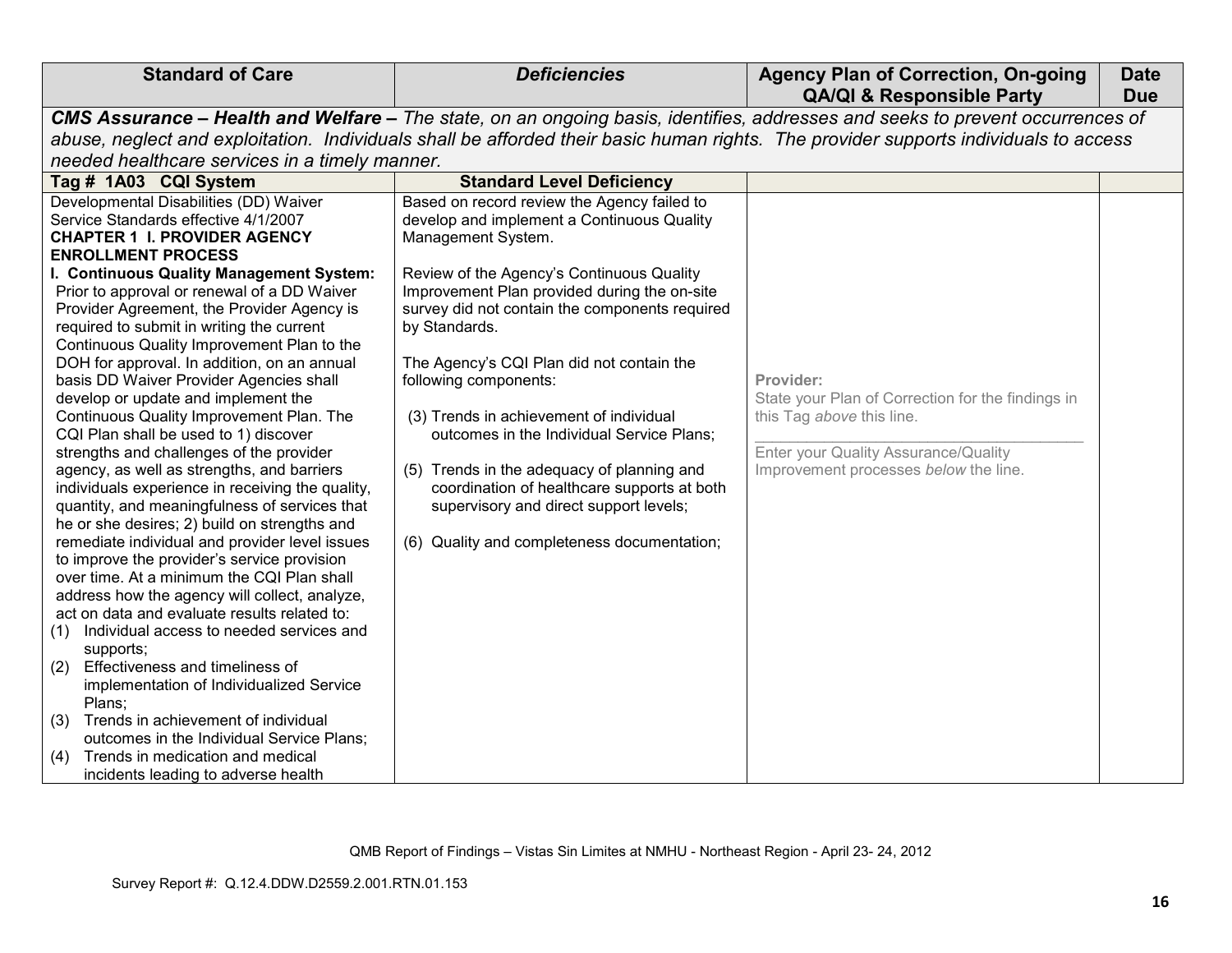| Standard of Care | *Deficiencies* | Agency Plan of Correction, On-going QA/QI & Responsible Party | Date Due |
|---|---|---|---|
| ***CMS Assurance – Health and Welfare –*** *The state, on an ongoing basis, identifies, addresses and seeks to prevent occurrences of abuse, neglect and exploitation. Individuals shall be afforded their basic human rights. The provider supports individuals to access needed healthcare services in a timely manner.* | | | |
| **Tag # 1A03 CQI System** | **Standard Level Deficiency** | | |
| Developmental Disabilities (DD) Waiver Service Standards effective 4/1/2007<br>**CHAPTER 1 I. PROVIDER AGENCY ENROLLMENT PROCESS**<br>**I. Continuous Quality Management System:** Prior to approval or renewal of a DD Waiver Provider Agreement, the Provider Agency is required to submit in writing the current Continuous Quality Improvement Plan to the DOH for approval. In addition, on an annual basis DD Waiver Provider Agencies shall develop or update and implement the Continuous Quality Improvement Plan. The CQI Plan shall be used to 1) discover strengths and challenges of the provider agency, as well as strengths, and barriers individuals experience in receiving the quality, quantity, and meaningfulness of services that he or she desires; 2) build on strengths and remediate individual and provider level issues to improve the provider's service provision over time. At a minimum the CQI Plan shall address how the agency will collect, analyze, act on data and evaluate results related to:<br>(1) Individual access to needed services and supports;<br>(2) Effectiveness and timeliness of implementation of Individualized Service Plans;<br>(3) Trends in achievement of individual outcomes in the Individual Service Plans;<br>(4) Trends in medication and medical incidents leading to adverse health | Based on record review the Agency failed to develop and implement a Continuous Quality Management System.<br><br>Review of the Agency's Continuous Quality Improvement Plan provided during the on-site survey did not contain the components required by Standards.<br><br>The Agency's CQI Plan did not contain the following components:<br><br>(3) Trends in achievement of individual outcomes in the Individual Service Plans;<br><br>(5) Trends in the adequacy of planning and coordination of healthcare supports at both supervisory and direct support levels;<br><br>(6) Quality and completeness documentation; | Provider:<br>State your Plan of Correction for the findings in this Tag *above* this line.<br>\_\_\_\_\_\_\_\_\_\_\_\_\_\_\_\_\_\_\_\_\_\_\_\_\_\_\_\_\_\_\_\_<br>Enter your Quality Assurance/Quality Improvement processes *below* the line. | |

QMB Report of Findings – Vistas Sin Limites at NMHU - Northeast Region - April 23- 24, 2012

Survey Report #: Q.12.4.DDW.D2559.2.001.RTN.01.153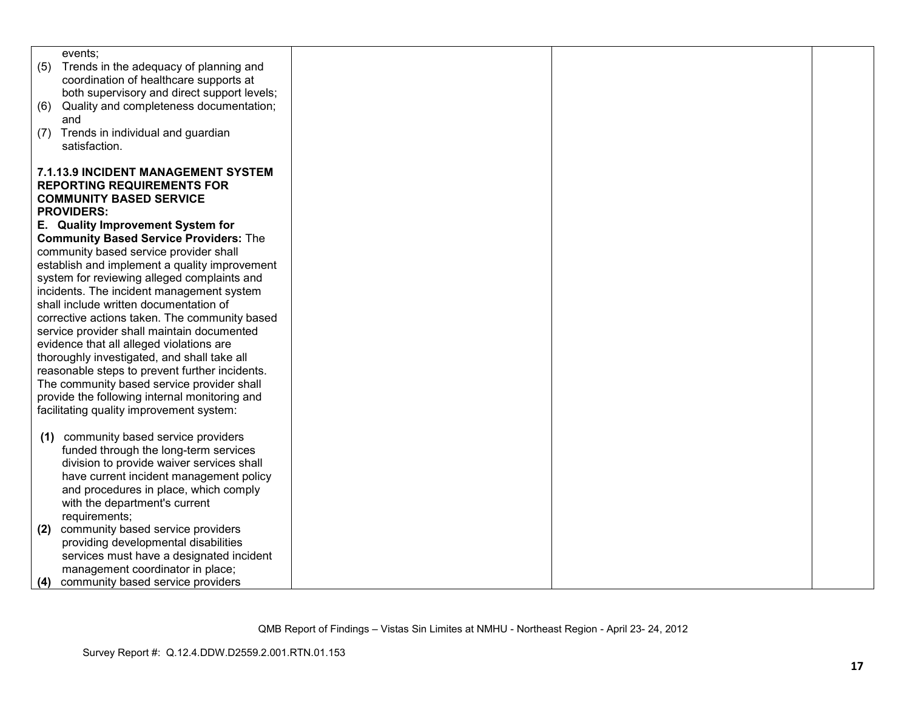| | | | |
|---|---|---|---|
| events;<br>(5) Trends in the adequacy of planning and coordination of healthcare supports at both supervisory and direct support levels;<br>(6) Quality and completeness documentation; and<br>(7) Trends in individual and guardian satisfaction.<br><br>**7.1.13.9 INCIDENT MANAGEMENT SYSTEM REPORTING REQUIREMENTS FOR COMMUNITY BASED SERVICE PROVIDERS:**<br>**E. Quality Improvement System for Community Based Service Providers:** The community based service provider shall establish and implement a quality improvement system for reviewing alleged complaints and incidents. The incident management system shall include written documentation of corrective actions taken. The community based service provider shall maintain documented evidence that all alleged violations are thoroughly investigated, and shall take all reasonable steps to prevent further incidents. The community based service provider shall provide the following internal monitoring and facilitating quality improvement system:<br><br>**(1)** community based service providers funded through the long-term services division to provide waiver services shall have current incident management policy and procedures in place, which comply with the department's current requirements;<br>**(2)** community based service providers providing developmental disabilities services must have a designated incident management coordinator in place;<br>**(4)** community based service providers | | | |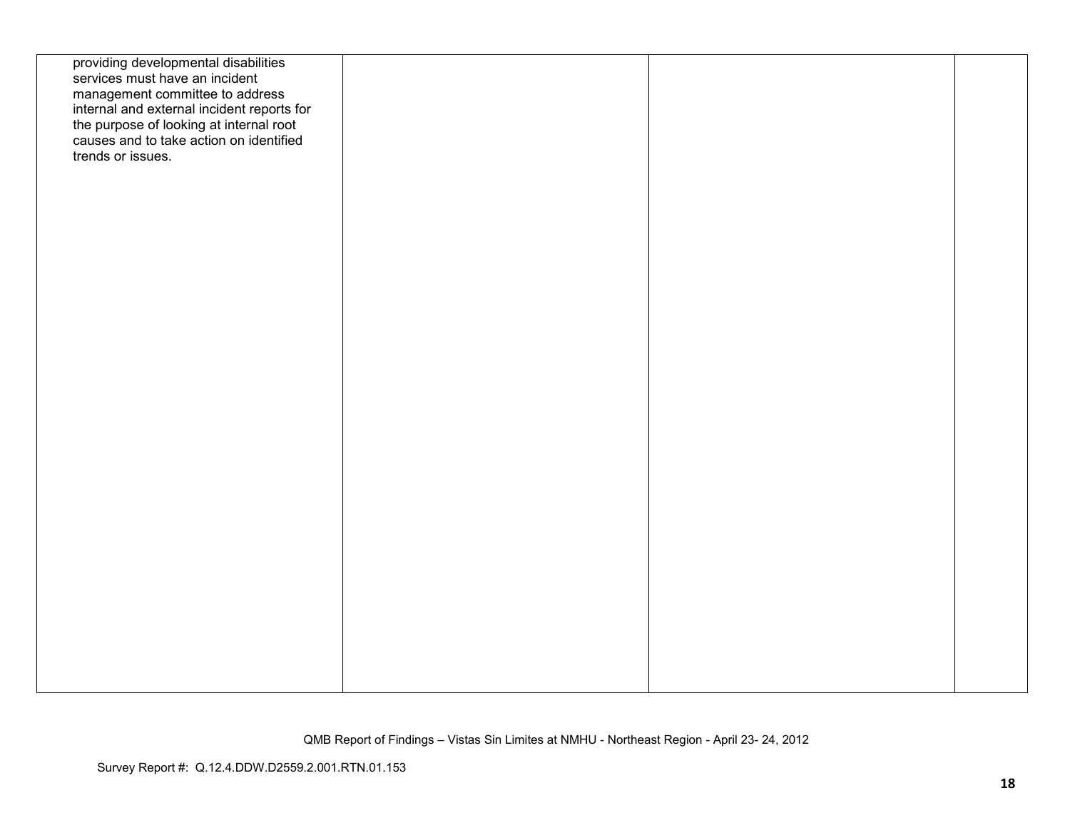| | | | |
|---|---|---|---|
| providing developmental disabilities services must have an incident management committee to address internal and external incident reports for the purpose of looking at internal root causes and to take action on identified trends or issues. | | | |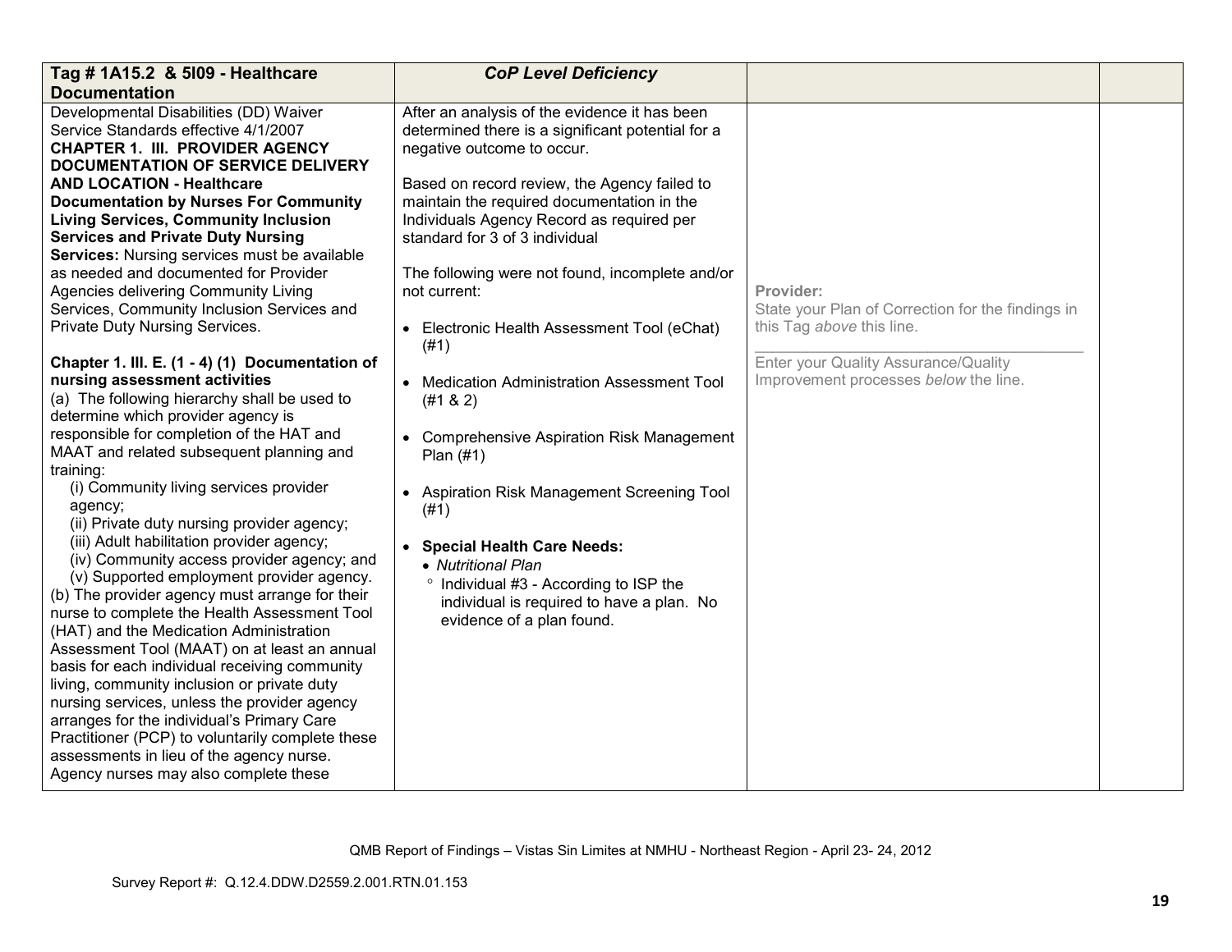| Tag # 1A15.2 & 5I09 - Healthcare Documentation | *CoP Level Deficiency* | | |
|---|---|---|---|
| Developmental Disabilities (DD) Waiver Service Standards effective 4/1/2007<br>**CHAPTER 1. III. PROVIDER AGENCY DOCUMENTATION OF SERVICE DELIVERY AND LOCATION - Healthcare Documentation by Nurses For Community Living Services, Community Inclusion Services and Private Duty Nursing Services:** Nursing services must be available as needed and documented for Provider Agencies delivering Community Living Services, Community Inclusion Services and Private Duty Nursing Services.<br><br>**Chapter 1. III. E. (1 - 4) (1) Documentation of nursing assessment activities**<br>(a) The following hierarchy shall be used to determine which provider agency is responsible for completion of the HAT and MAAT and related subsequent planning and training:<br>(i) Community living services provider agency;<br>(ii) Private duty nursing provider agency;<br>(iii) Adult habilitation provider agency;<br>(iv) Community access provider agency; and<br>(v) Supported employment provider agency.<br>(b) The provider agency must arrange for their nurse to complete the Health Assessment Tool (HAT) and the Medication Administration Assessment Tool (MAAT) on at least an annual basis for each individual receiving community living, community inclusion or private duty nursing services, unless the provider agency arranges for the individual's Primary Care Practitioner (PCP) to voluntarily complete these assessments in lieu of the agency nurse. Agency nurses may also complete these | After an analysis of the evidence it has been determined there is a significant potential for a negative outcome to occur.<br><br>Based on record review, the Agency failed to maintain the required documentation in the Individuals Agency Record as required per standard for 3 of 3 individual<br><br>The following were not found, incomplete and/or not current:<br><br>• Electronic Health Assessment Tool (eChat) (#1)<br><br>• Medication Administration Assessment Tool (#1 & 2)<br><br>• Comprehensive Aspiration Risk Management Plan (#1)<br><br>• Aspiration Risk Management Screening Tool (#1)<br><br>• **Special Health Care Needs:**<br>&nbsp;&nbsp;• *Nutritional Plan*<br>&nbsp;&nbsp;&nbsp;&nbsp;° Individual #3 - According to ISP the individual is required to have a plan. No evidence of a plan found. | **Provider:**<br>State your Plan of Correction for the findings in this Tag *above* this line.<br>\_\_\_\_\_\_\_\_\_\_\_\_\_\_\_\_\_\_\_\_\_\_\_\_\_\_\_\_\_\_\_\_\_\_\_\_<br>Enter your Quality Assurance/Quality Improvement processes *below* the line. | |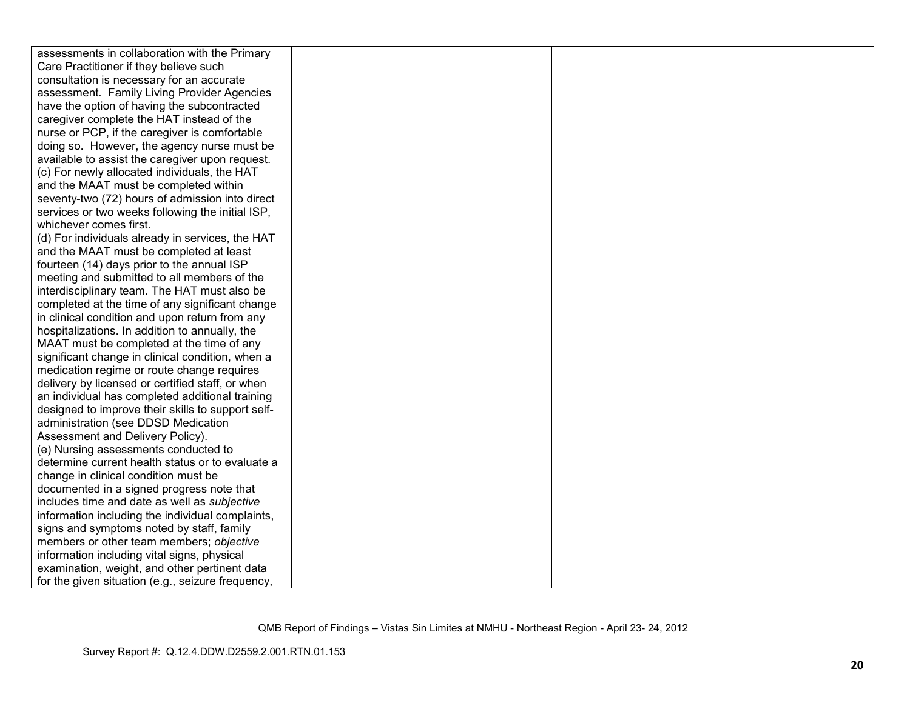| | | | |
|---|---|---|---|
| assessments in collaboration with the Primary Care Practitioner if they believe such consultation is necessary for an accurate assessment. Family Living Provider Agencies have the option of having the subcontracted caregiver complete the HAT instead of the nurse or PCP, if the caregiver is comfortable doing so. However, the agency nurse must be available to assist the caregiver upon request.<br>(c) For newly allocated individuals, the HAT and the MAAT must be completed within seventy-two (72) hours of admission into direct services or two weeks following the initial ISP, whichever comes first.<br>(d) For individuals already in services, the HAT and the MAAT must be completed at least fourteen (14) days prior to the annual ISP meeting and submitted to all members of the interdisciplinary team. The HAT must also be completed at the time of any significant change in clinical condition and upon return from any hospitalizations. In addition to annually, the MAAT must be completed at the time of any significant change in clinical condition, when a medication regime or route change requires delivery by licensed or certified staff, or when an individual has completed additional training designed to improve their skills to support self-administration (see DDSD Medication Assessment and Delivery Policy).<br>(e) Nursing assessments conducted to determine current health status or to evaluate a change in clinical condition must be documented in a signed progress note that includes time and date as well as *subjective* information including the individual complaints, signs and symptoms noted by staff, family members or other team members; *objective* information including vital signs, physical examination, weight, and other pertinent data for the given situation (e.g., seizure frequency, | | | |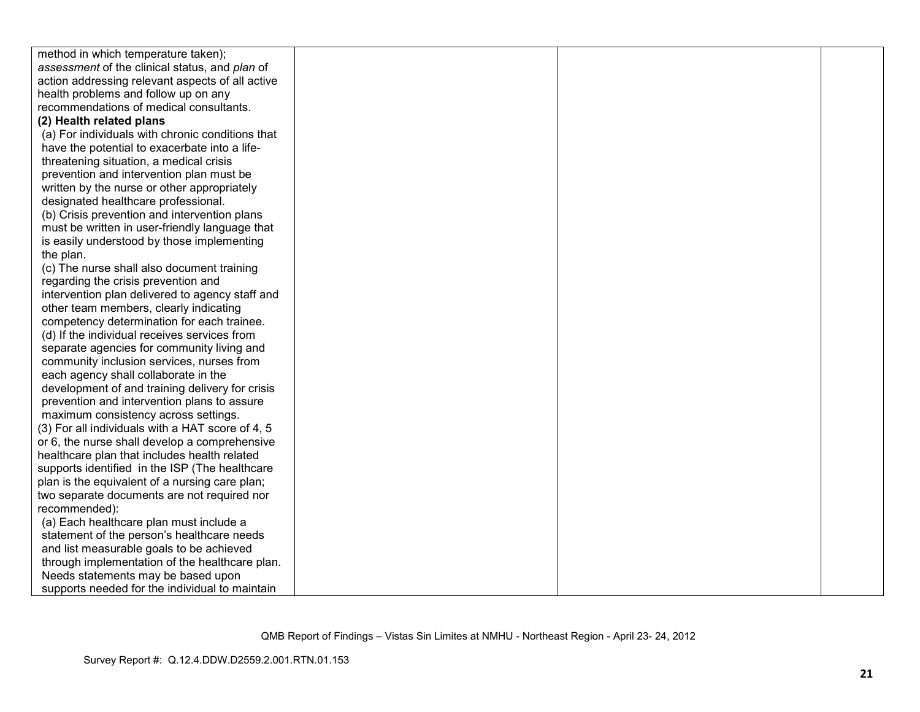| | | | |
|---|---|---|---|
| method in which temperature taken); *assessment* of the clinical status, and *plan* of action addressing relevant aspects of all active health problems and follow up on any recommendations of medical consultants.<br>**(2) Health related plans**<br>(a) For individuals with chronic conditions that have the potential to exacerbate into a life-threatening situation, a medical crisis prevention and intervention plan must be written by the nurse or other appropriately designated healthcare professional.<br>(b) Crisis prevention and intervention plans must be written in user-friendly language that is easily understood by those implementing the plan.<br>(c) The nurse shall also document training regarding the crisis prevention and intervention plan delivered to agency staff and other team members, clearly indicating competency determination for each trainee.<br>(d) If the individual receives services from separate agencies for community living and community inclusion services, nurses from each agency shall collaborate in the development of and training delivery for crisis prevention and intervention plans to assure maximum consistency across settings.<br>(3) For all individuals with a HAT score of 4, 5 or 6, the nurse shall develop a comprehensive healthcare plan that includes health related supports identified in the ISP (The healthcare plan is the equivalent of a nursing care plan; two separate documents are not required nor recommended):<br>(a) Each healthcare plan must include a statement of the person's healthcare needs and list measurable goals to be achieved through implementation of the healthcare plan. Needs statements may be based upon supports needed for the individual to maintain | | | |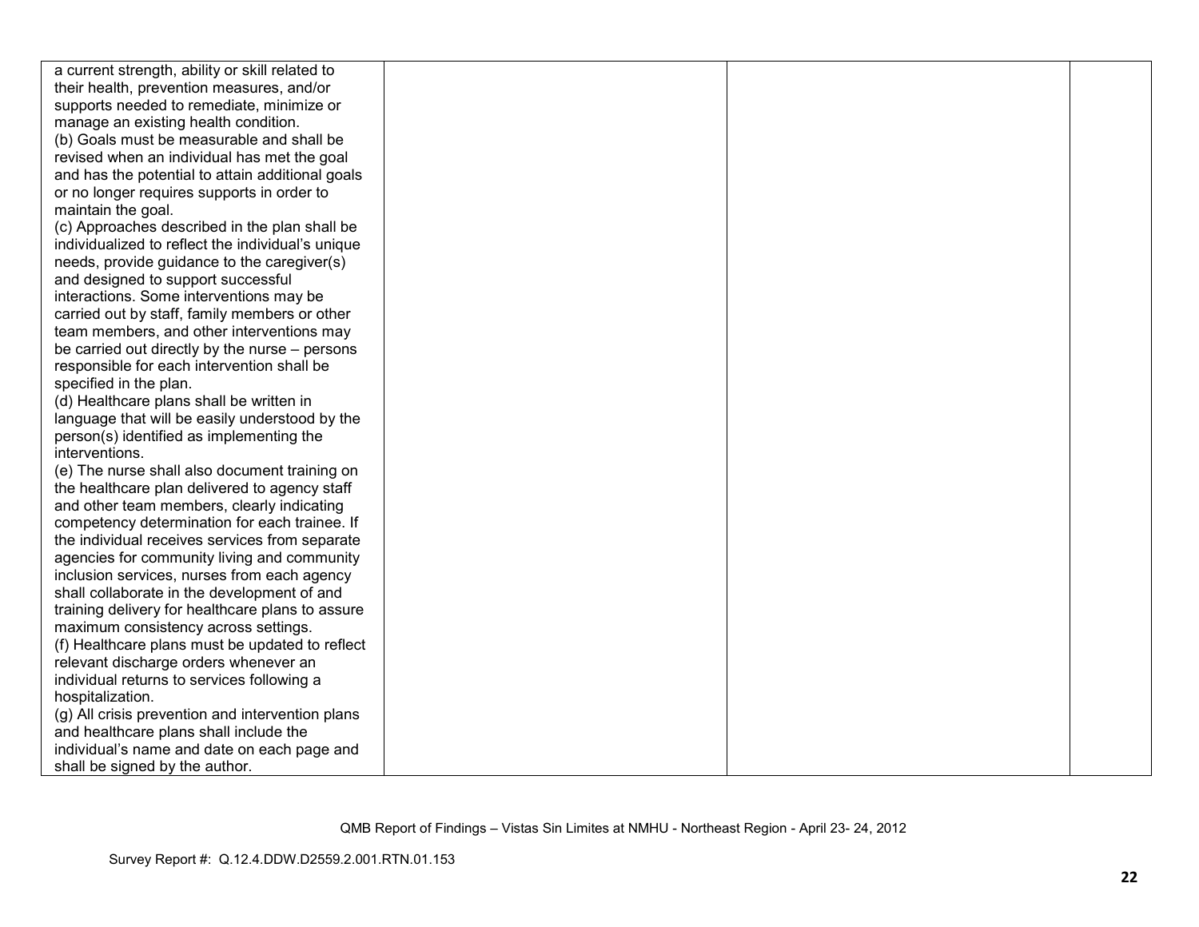| | | | |
|---|---|---|---|
| a current strength, ability or skill related to their health, prevention measures, and/or supports needed to remediate, minimize or manage an existing health condition.<br>(b) Goals must be measurable and shall be revised when an individual has met the goal and has the potential to attain additional goals or no longer requires supports in order to maintain the goal.<br>(c) Approaches described in the plan shall be individualized to reflect the individual's unique needs, provide guidance to the caregiver(s) and designed to support successful interactions. Some interventions may be carried out by staff, family members or other team members, and other interventions may be carried out directly by the nurse – persons responsible for each intervention shall be specified in the plan.<br>(d) Healthcare plans shall be written in language that will be easily understood by the person(s) identified as implementing the interventions.<br>(e) The nurse shall also document training on the healthcare plan delivered to agency staff and other team members, clearly indicating competency determination for each trainee. If the individual receives services from separate agencies for community living and community inclusion services, nurses from each agency shall collaborate in the development of and training delivery for healthcare plans to assure maximum consistency across settings.<br>(f) Healthcare plans must be updated to reflect relevant discharge orders whenever an individual returns to services following a hospitalization.<br>(g) All crisis prevention and intervention plans and healthcare plans shall include the individual's name and date on each page and shall be signed by the author. | | | |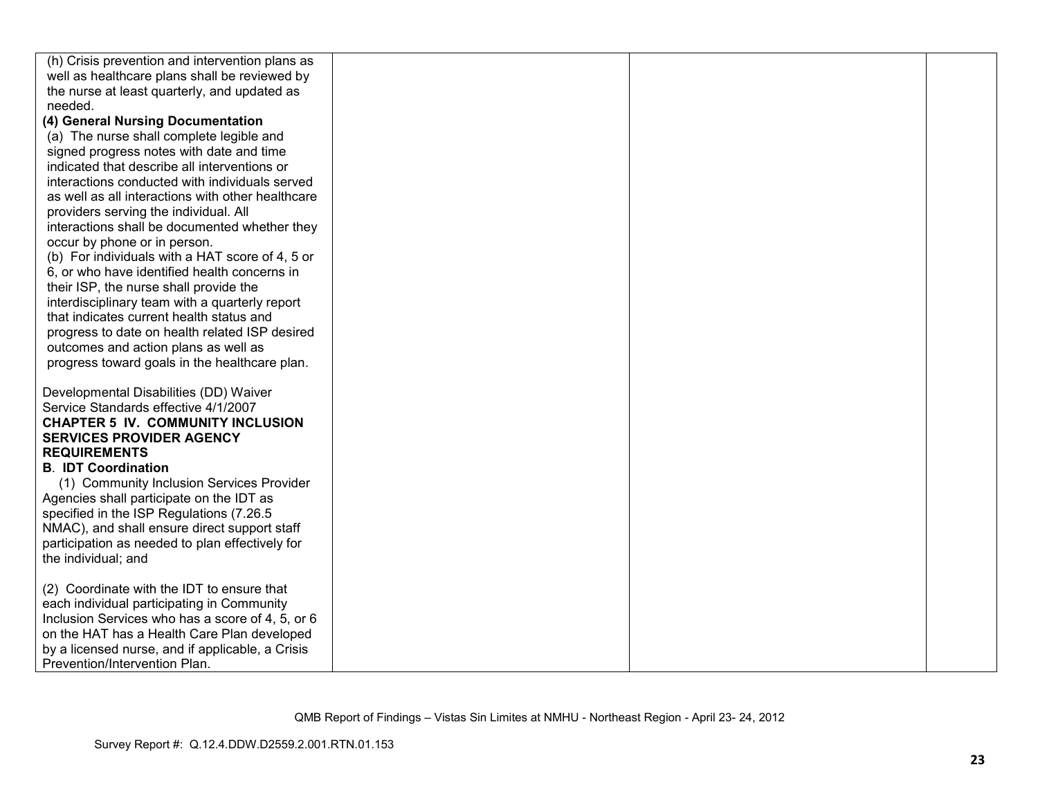| | | | |
|---|---|---|---|
| (h) Crisis prevention and intervention plans as well as healthcare plans shall be reviewed by the nurse at least quarterly, and updated as needed.<br>**(4) General Nursing Documentation**<br>(a) The nurse shall complete legible and signed progress notes with date and time indicated that describe all interventions or interactions conducted with individuals served as well as all interactions with other healthcare providers serving the individual. All interactions shall be documented whether they occur by phone or in person.<br>(b) For individuals with a HAT score of 4, 5 or 6, or who have identified health concerns in their ISP, the nurse shall provide the interdisciplinary team with a quarterly report that indicates current health status and progress to date on health related ISP desired outcomes and action plans as well as progress toward goals in the healthcare plan.<br><br>Developmental Disabilities (DD) Waiver Service Standards effective 4/1/2007<br>**CHAPTER 5 IV. COMMUNITY INCLUSION SERVICES PROVIDER AGENCY REQUIREMENTS**<br>**B. IDT Coordination**<br>(1) Community Inclusion Services Provider Agencies shall participate on the IDT as specified in the ISP Regulations (7.26.5 NMAC), and shall ensure direct support staff participation as needed to plan effectively for the individual; and<br><br>(2) Coordinate with the IDT to ensure that each individual participating in Community Inclusion Services who has a score of 4, 5, or 6 on the HAT has a Health Care Plan developed by a licensed nurse, and if applicable, a Crisis Prevention/Intervention Plan. | | | |

QMB Report of Findings – Vistas Sin Limites at NMHU - Northeast Region - April 23- 24, 2012

Survey Report #: Q.12.4.DDW.D2559.2.001.RTN.01.153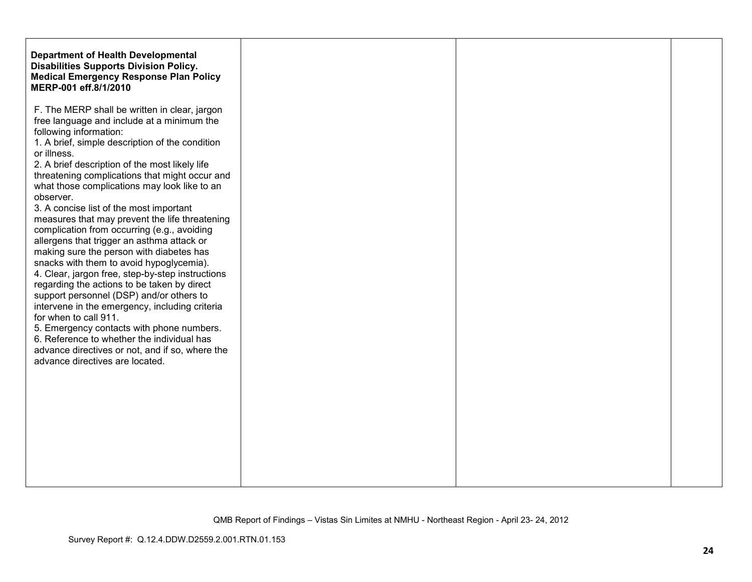| | | | |
|---|---|---|---|
| **Department of Health Developmental Disabilities Supports Division Policy. Medical Emergency Response Plan Policy MERP-001 eff.8/1/2010**<br><br>F. The MERP shall be written in clear, jargon free language and include at a minimum the following information:<br>1. A brief, simple description of the condition or illness.<br>2. A brief description of the most likely life threatening complications that might occur and what those complications may look like to an observer.<br>3. A concise list of the most important measures that may prevent the life threatening complication from occurring (e.g., avoiding allergens that trigger an asthma attack or making sure the person with diabetes has snacks with them to avoid hypoglycemia).<br>4. Clear, jargon free, step-by-step instructions regarding the actions to be taken by direct support personnel (DSP) and/or others to intervene in the emergency, including criteria for when to call 911.<br>5. Emergency contacts with phone numbers.<br>6. Reference to whether the individual has advance directives or not, and if so, where the advance directives are located. | | | |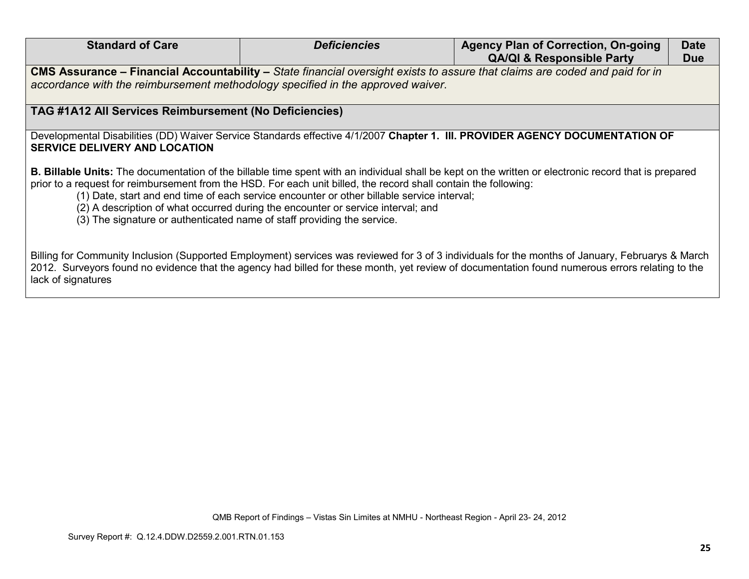| Standard of Care | *Deficiencies* | Agency Plan of Correction, On-going QA/QI & Responsible Party | Date Due |
|---|---|---|---|
| **CMS Assurance – Financial Accountability –** *State financial oversight exists to assure that claims are coded and paid for in accordance with the reimbursement methodology specified in the approved waiver*. | | | |
| **TAG #1A12 All Services Reimbursement (No Deficiencies)** | | | |
| Developmental Disabilities (DD) Waiver Service Standards effective 4/1/2007 **Chapter 1. III. PROVIDER AGENCY DOCUMENTATION OF SERVICE DELIVERY AND LOCATION**<br><br>**B. Billable Units:** The documentation of the billable time spent with an individual shall be kept on the written or electronic record that is prepared prior to a request for reimbursement from the HSD. For each unit billed, the record shall contain the following:<br>(1) Date, start and end time of each service encounter or other billable service interval;<br>(2) A description of what occurred during the encounter or service interval; and<br>(3) The signature or authenticated name of staff providing the service.<br><br>Billing for Community Inclusion (Supported Employment) services was reviewed for 3 of 3 individuals for the months of January, Februarys & March 2012. Surveyors found no evidence that the agency had billed for these month, yet review of documentation found numerous errors relating to the lack of signatures | | | |

QMB Report of Findings – Vistas Sin Limites at NMHU - Northeast Region - April 23- 24, 2012

Survey Report #: Q.12.4.DDW.D2559.2.001.RTN.01.153